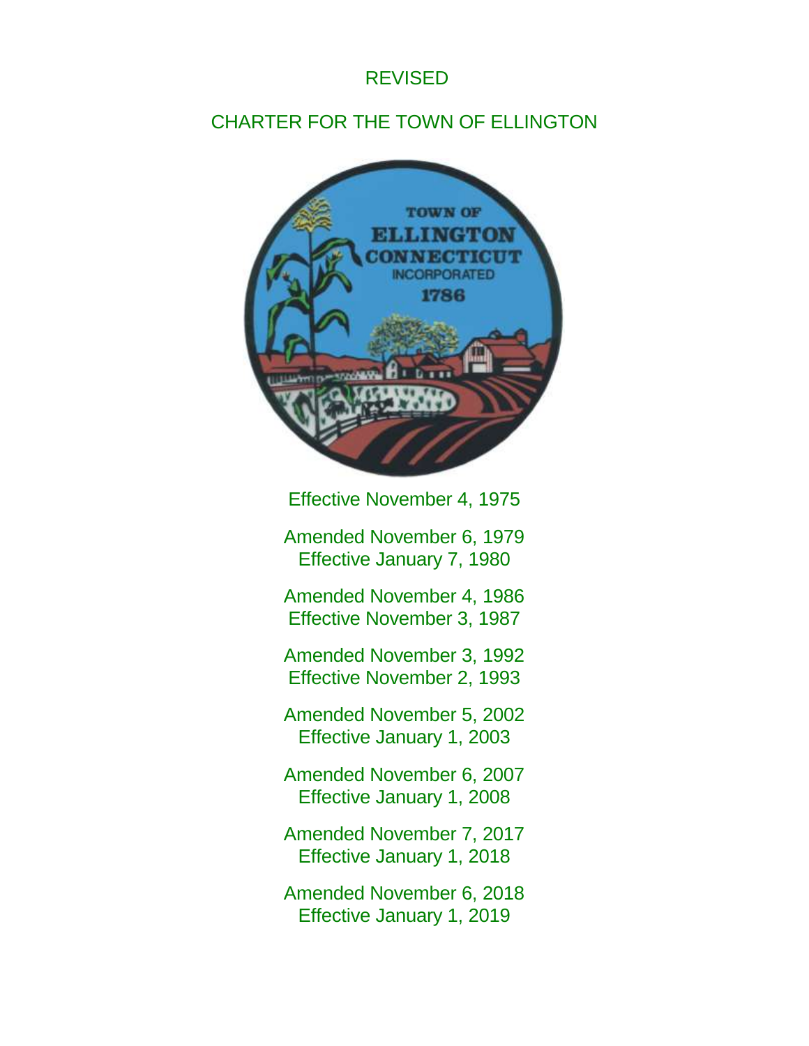# REVISED

# CHARTER FOR THE TOWN OF ELLINGTON

Effective November 4, 1975

Amended November 6, 1979
Effective January 7, 1980

Amended November 4, 1986
Effective November 3, 1987

Amended November 3, 1992
Effective November 2, 1993

Amended November 5, 2002
Effective January 1, 2003

Amended November 6, 2007
Effective January 1, 2008

Amended November 7, 2017
Effective January 1, 2018

Amended November 6, 2018
Effective January 1, 2019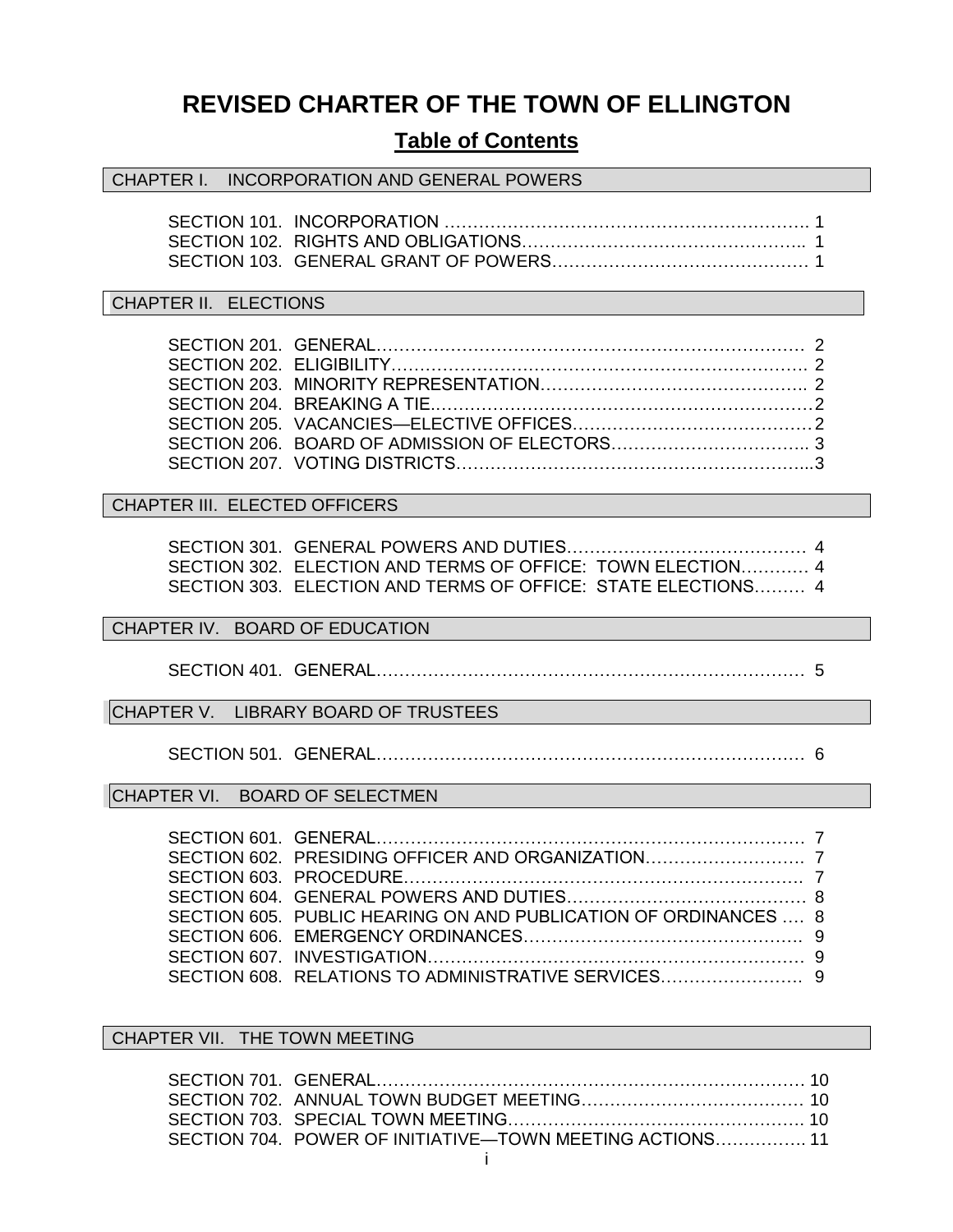# REVISED CHARTER OF THE TOWN OF ELLINGTON

## Table of Contents

**CHAPTER I. INCORPORATION AND GENERAL POWERS**

SECTION 101. INCORPORATION ................................................................ 1
SECTION 102. RIGHTS AND OBLIGATIONS................................................ 1
SECTION 103. GENERAL GRANT OF POWERS.......................................... 1

**CHAPTER II. ELECTIONS**

SECTION 201. GENERAL.................................................................................. 2
SECTION 202. ELIGIBILITY............................................................................. 2
SECTION 203. MINORITY REPRESENTATION............................................. 2
SECTION 204. BREAKING A TIE..................................................................... 2
SECTION 205. VACANCIES—ELECTIVE OFFICES...................................... 2
SECTION 206. BOARD OF ADMISSION OF ELECTORS............................... 3
SECTION 207. VOTING DISTRICTS.................................................................. 3

**CHAPTER III. ELECTED OFFICERS**

SECTION 301. GENERAL POWERS AND DUTIES........................................ 4
SECTION 302. ELECTION AND TERMS OF OFFICE: TOWN ELECTION........... 4
SECTION 303. ELECTION AND TERMS OF OFFICE: STATE ELECTIONS......... 4

**CHAPTER IV. BOARD OF EDUCATION**

SECTION 401. GENERAL.................................................................................. 5

**CHAPTER V. LIBRARY BOARD OF TRUSTEES**

SECTION 501. GENERAL.................................................................................. 6

**CHAPTER VI. BOARD OF SELECTMEN**

SECTION 601. GENERAL.................................................................................. 7
SECTION 602. PRESIDING OFFICER AND ORGANIZATION........................... 7
SECTION 603. PROCEDURE............................................................................. 7
SECTION 604. GENERAL POWERS AND DUTIES......................................... 8
SECTION 605. PUBLIC HEARING ON AND PUBLICATION OF ORDINANCES .... 8
SECTION 606. EMERGENCY ORDINANCES.................................................. 9
SECTION 607. INVESTIGATION....................................................................... 9
SECTION 608. RELATIONS TO ADMINISTRATIVE SERVICES......................... 9

**CHAPTER VII. THE TOWN MEETING**

SECTION 701. GENERAL.................................................................................. 10
SECTION 702. ANNUAL TOWN BUDGET MEETING........................................ 10
SECTION 703. SPECIAL TOWN MEETING........................................................ 10
SECTION 704. POWER OF INITIATIVE—TOWN MEETING ACTIONS............... 11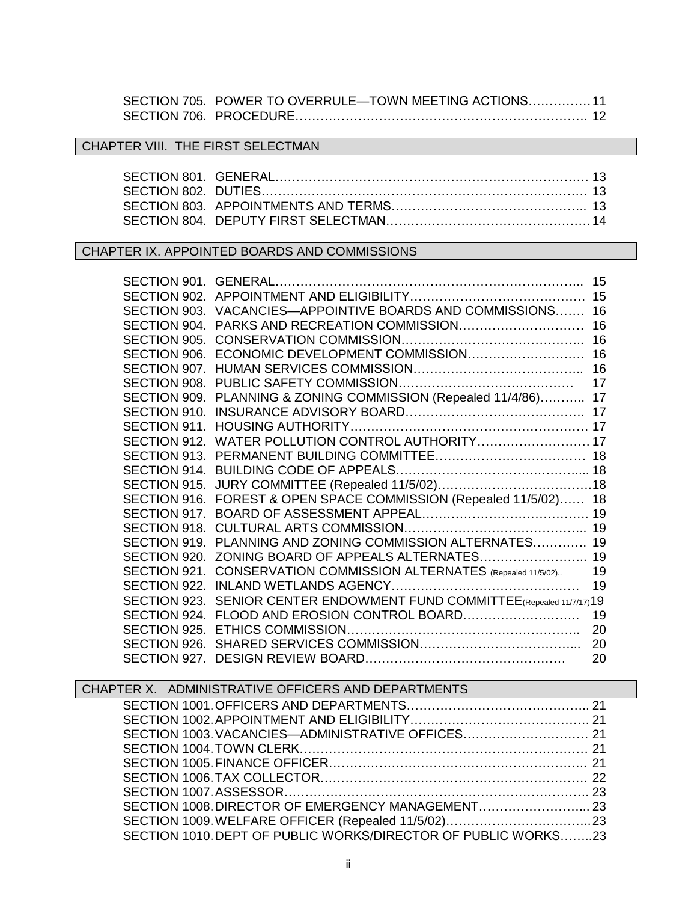SECTION 705. POWER TO OVERRULE—TOWN MEETING ACTIONS…………… 11
SECTION 706. PROCEDURE……………………………………………………………. 12

## CHAPTER VIII. THE FIRST SELECTMAN

SECTION 801. GENERAL………………………………………………………………… 13
SECTION 802. DUTIES…………………………………………………………………… 13
SECTION 803. APPOINTMENTS AND TERMS……………………………………….. 13
SECTION 804. DEPUTY FIRST SELECTMAN…………………………………………. 14

## CHAPTER IX. APPOINTED BOARDS AND COMMISSIONS

SECTION 901. GENERAL……………………………………………………………….. 15
SECTION 902. APPOINTMENT AND ELIGIBILITY…………………………………… 15
SECTION 903. VACANCIES—APPOINTIVE BOARDS AND COMMISSIONS……. 16
SECTION 904. PARKS AND RECREATION COMMISSION………………………… 16
SECTION 905. CONSERVATION COMMISSION…………………………………….. 16
SECTION 906. ECONOMIC DEVELOPMENT COMMISSION……………………… 16
SECTION 907. HUMAN SERVICES COMMISSION………………………………….. 16
SECTION 908. PUBLIC SAFETY COMMISSION…………………………………… 17
SECTION 909. PLANNING & ZONING COMMISSION (Repealed 11/4/86)……….. 17
SECTION 910. INSURANCE ADVISORY BOARD……………………………………. 17
SECTION 911. HOUSING AUTHORITY………………………………………………… 17
SECTION 912. WATER POLLUTION CONTROL AUTHORITY……………………… 17
SECTION 913. PERMANENT BUILDING COMMITTEE……………………………… 18
SECTION 914. BUILDING CODE OF APPEALS……………………………………..... 18
SECTION 915. JURY COMMITTEE (Repealed 11/5/02)……………………………….18
SECTION 916. FOREST & OPEN SPACE COMMISSION (Repealed 11/5/02)…… 18
SECTION 917. BOARD OF ASSESSMENT APPEAL…………………………………. 19
SECTION 918. CULTURAL ARTS COMMISSION…………………………………….. 19
SECTION 919. PLANNING AND ZONING COMMISSION ALTERNATES………….. 19
SECTION 920. ZONING BOARD OF APPEALS ALTERNATES…………………….. 19
SECTION 921. CONSERVATION COMMISSION ALTERNATES (Repealed 11/5/02).. 19
SECTION 922. INLAND WETLANDS AGENCY……………………………………… 19
SECTION 923. SENIOR CENTER ENDOWMENT FUND COMMITTEE(Repealed 11/7/17) 19
SECTION 924. FLOOD AND EROSION CONTROL BOARD………………………. 19
SECTION 925. ETHICS COMMISSION………………………………………………….. 20
SECTION 926. SHARED SERVICES COMMISSION………………………………... 20
SECTION 927. DESIGN REVIEW BOARD………………………………………… 20

## CHAPTER X. ADMINISTRATIVE OFFICERS AND DEPARTMENTS

SECTION 1001. OFFICERS AND DEPARTMENTS…………………………………….. 21
SECTION 1002. APPOINTMENT AND ELIGIBILITY……………………………………. 21
SECTION 1003. VACANCIES—ADMINISTRATIVE OFFICES………………………… 21
SECTION 1004. TOWN CLERK…………………………………………………………… 21
SECTION 1005. FINANCE OFFICER……………………………………………………. 21
SECTION 1006. TAX COLLECTOR………………………………………………………. 22
SECTION 1007. ASSESSOR………………………………………………………………. 23
SECTION 1008. DIRECTOR OF EMERGENCY MANAGEMENT……………………... 23
SECTION 1009. WELFARE OFFICER (Repealed 11/5/02)……………………………..23
SECTION 1010. DEPT OF PUBLIC WORKS/DIRECTOR OF PUBLIC WORKS……..23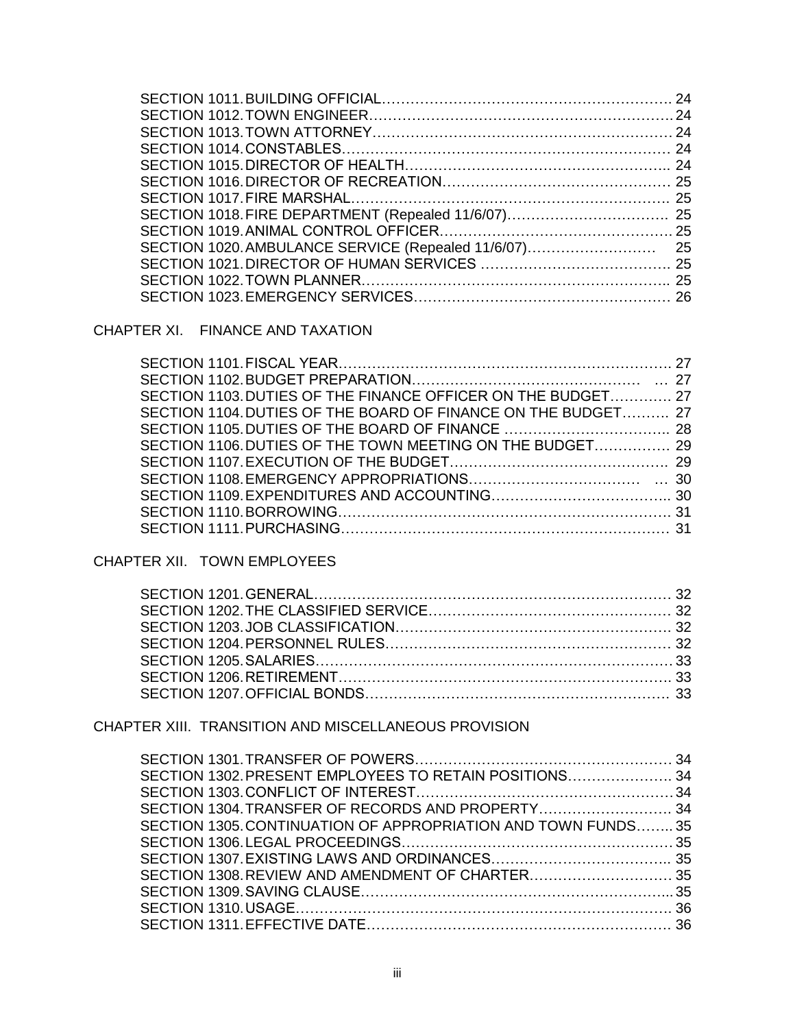SECTION 1011. BUILDING OFFICIAL........................................................................ 24
SECTION 1012. TOWN ENGINEER............................................................................ 24
SECTION 1013. TOWN ATTORNEY.......................................................................... 24
SECTION 1014. CONSTABLES............................................................................... 24
SECTION 1015. DIRECTOR OF HEALTH................................................................. 24
SECTION 1016. DIRECTOR OF RECREATION......................................................... 25
SECTION 1017. FIRE MARSHAL............................................................................ 25
SECTION 1018. FIRE DEPARTMENT (Repealed 11/6/07)........................................... 25
SECTION 1019. ANIMAL CONTROL OFFICER.......................................................... 25
SECTION 1020. AMBULANCE SERVICE (Repealed 11/6/07).......................... 25
SECTION 1021. DIRECTOR OF HUMAN SERVICES .................................................. 25
SECTION 1022. TOWN PLANNER.......................................................................... 25
SECTION 1023. EMERGENCY SERVICES................................................................. 26

CHAPTER XI. FINANCE AND TAXATION

SECTION 1101. FISCAL YEAR................................................................................ 27
SECTION 1102. BUDGET PREPARATION.................................................... ... 27
SECTION 1103. DUTIES OF THE FINANCE OFFICER ON THE BUDGET............. 27
SECTION 1104. DUTIES OF THE BOARD OF FINANCE ON THE BUDGET.......... 27
SECTION 1105. DUTIES OF THE BOARD OF FINANCE ........................................ 28
SECTION 1106. DUTIES OF THE TOWN MEETING ON THE BUDGET................ 29
SECTION 1107. EXECUTION OF THE BUDGET.................................................... 29
SECTION 1108. EMERGENCY APPROPRIATIONS........................................ ... 30
SECTION 1109. EXPENDITURES AND ACCOUNTING.......................................... 30
SECTION 1110. BORROWING............................................................................... 31
SECTION 1111. PURCHASING............................................................................... 31

CHAPTER XII. TOWN EMPLOYEES

SECTION 1201. GENERAL...................................................................................... 32
SECTION 1202. THE CLASSIFIED SERVICE.......................................................... 32
SECTION 1203. JOB CLASSIFICATION.................................................................. 32
SECTION 1204. PERSONNEL RULES...................................................................... 32
SECTION 1205. SALARIES...................................................................................... 33
SECTION 1206. RETIREMENT................................................................................. 33
SECTION 1207. OFFICIAL BONDS.......................................................................... 33

CHAPTER XIII. TRANSITION AND MISCELLANEOUS PROVISION

SECTION 1301. TRANSFER OF POWERS................................................................. 34
SECTION 1302. PRESENT EMPLOYEES TO RETAIN POSITIONS...................... 34
SECTION 1303. CONFLICT OF INTEREST................................................................ 34
SECTION 1304. TRANSFER OF RECORDS AND PROPERTY.................................. 34
SECTION 1305. CONTINUATION OF APPROPRIATION AND TOWN FUNDS........ 35
SECTION 1306. LEGAL PROCEEDINGS................................................................... 35
SECTION 1307. EXISTING LAWS AND ORDINANCES............................................ 35
SECTION 1308. REVIEW AND AMENDMENT OF CHARTER................................... 35
SECTION 1309. SAVING CLAUSE............................................................................ 35
SECTION 1310. USAGE.......................................................................................... 36
SECTION 1311. EFFECTIVE DATE........................................................................... 36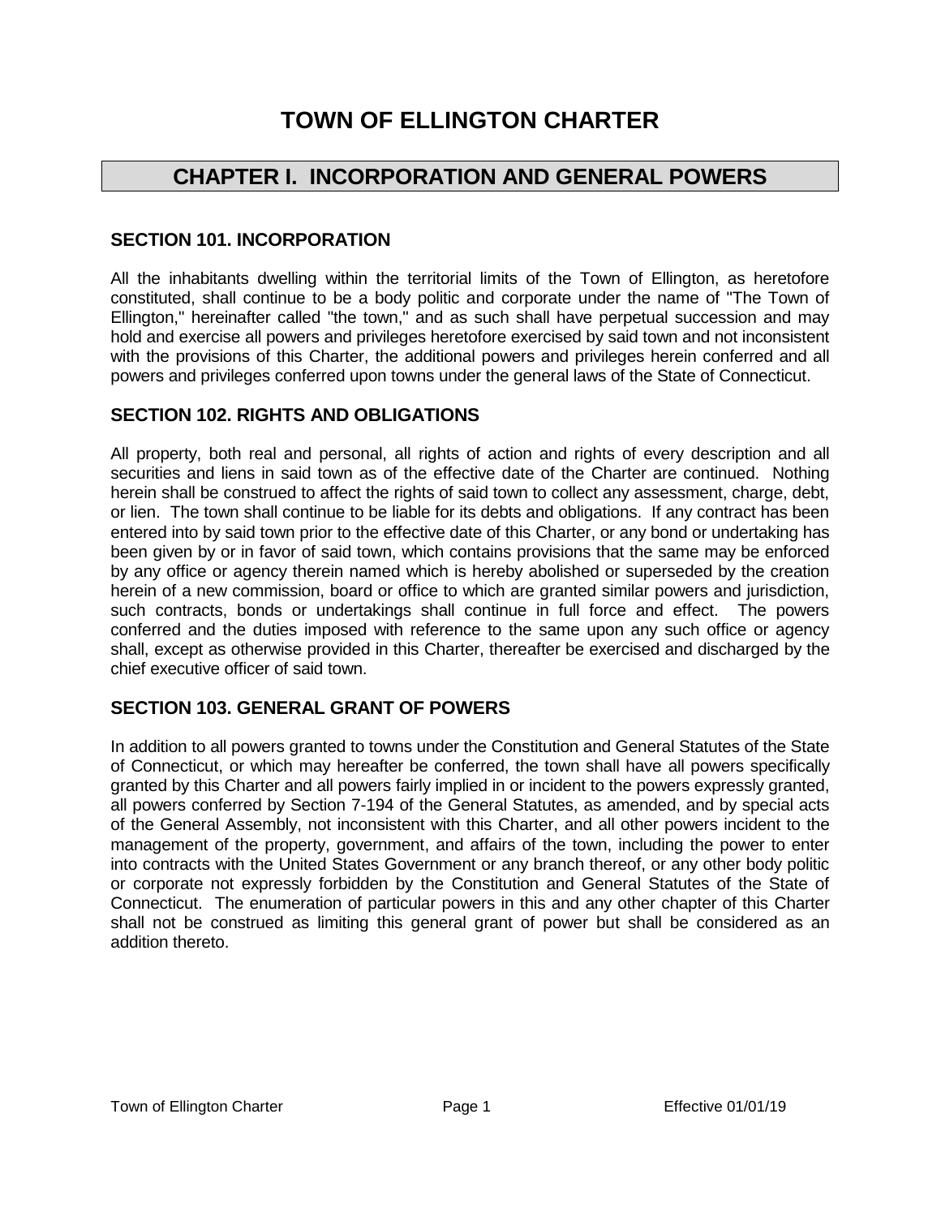# TOWN OF ELLINGTON CHARTER

## CHAPTER I. INCORPORATION AND GENERAL POWERS

### SECTION 101. INCORPORATION

All the inhabitants dwelling within the territorial limits of the Town of Ellington, as heretofore constituted, shall continue to be a body politic and corporate under the name of "The Town of Ellington," hereinafter called "the town," and as such shall have perpetual succession and may hold and exercise all powers and privileges heretofore exercised by said town and not inconsistent with the provisions of this Charter, the additional powers and privileges herein conferred and all powers and privileges conferred upon towns under the general laws of the State of Connecticut.

### SECTION 102. RIGHTS AND OBLIGATIONS

All property, both real and personal, all rights of action and rights of every description and all securities and liens in said town as of the effective date of the Charter are continued. Nothing herein shall be construed to affect the rights of said town to collect any assessment, charge, debt, or lien. The town shall continue to be liable for its debts and obligations. If any contract has been entered into by said town prior to the effective date of this Charter, or any bond or undertaking has been given by or in favor of said town, which contains provisions that the same may be enforced by any office or agency therein named which is hereby abolished or superseded by the creation herein of a new commission, board or office to which are granted similar powers and jurisdiction, such contracts, bonds or undertakings shall continue in full force and effect. The powers conferred and the duties imposed with reference to the same upon any such office or agency shall, except as otherwise provided in this Charter, thereafter be exercised and discharged by the chief executive officer of said town.

### SECTION 103. GENERAL GRANT OF POWERS

In addition to all powers granted to towns under the Constitution and General Statutes of the State of Connecticut, or which may hereafter be conferred, the town shall have all powers specifically granted by this Charter and all powers fairly implied in or incident to the powers expressly granted, all powers conferred by Section 7-194 of the General Statutes, as amended, and by special acts of the General Assembly, not inconsistent with this Charter, and all other powers incident to the management of the property, government, and affairs of the town, including the power to enter into contracts with the United States Government or any branch thereof, or any other body politic or corporate not expressly forbidden by the Constitution and General Statutes of the State of Connecticut. The enumeration of particular powers in this and any other chapter of this Charter shall not be construed as limiting this general grant of power but shall be considered as an addition thereto.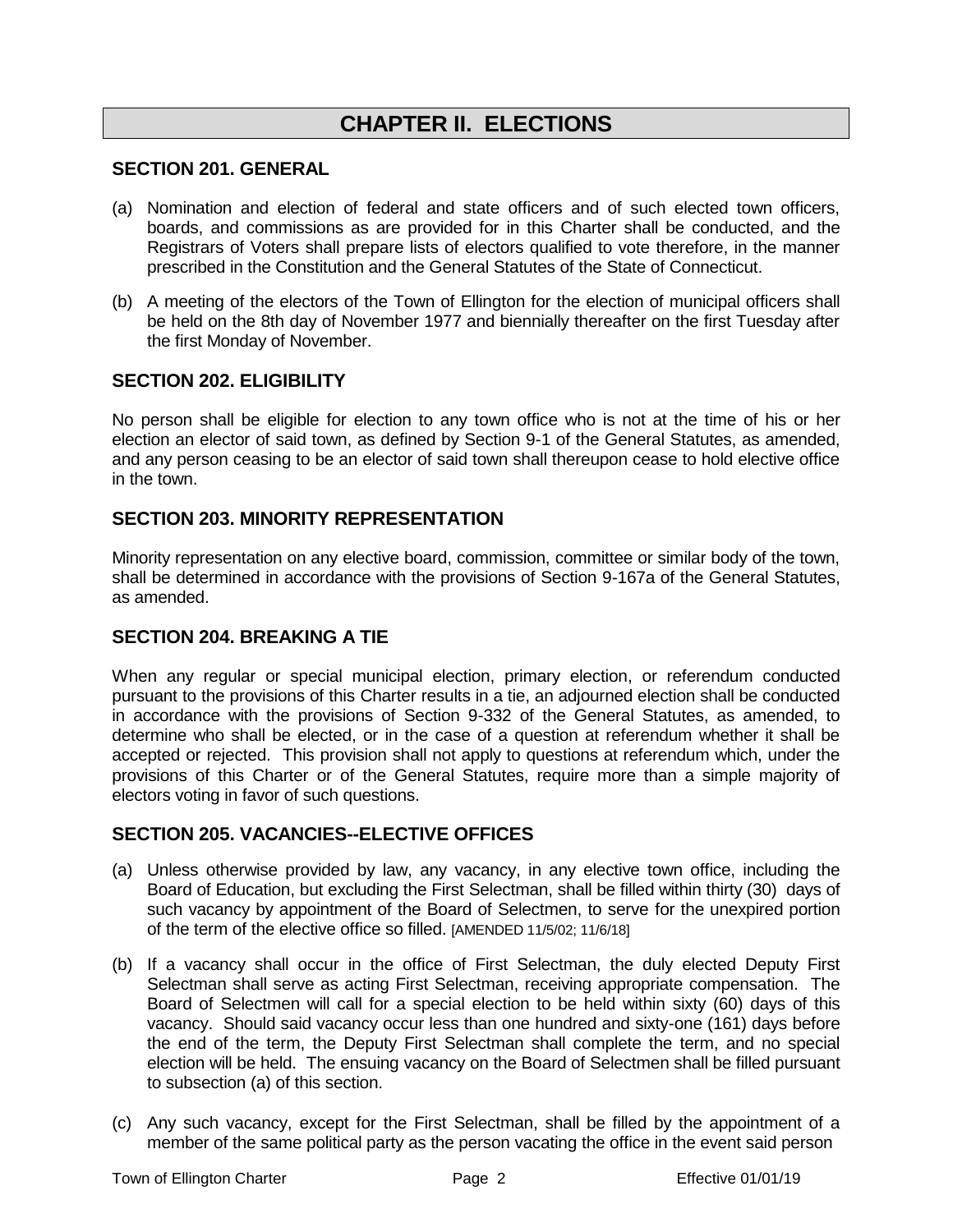# CHAPTER II. ELECTIONS

## SECTION 201. GENERAL

(a) Nomination and election of federal and state officers and of such elected town officers, boards, and commissions as are provided for in this Charter shall be conducted, and the Registrars of Voters shall prepare lists of electors qualified to vote therefore, in the manner prescribed in the Constitution and the General Statutes of the State of Connecticut.

(b) A meeting of the electors of the Town of Ellington for the election of municipal officers shall be held on the 8th day of November 1977 and biennially thereafter on the first Tuesday after the first Monday of November.

## SECTION 202. ELIGIBILITY

No person shall be eligible for election to any town office who is not at the time of his or her election an elector of said town, as defined by Section 9-1 of the General Statutes, as amended, and any person ceasing to be an elector of said town shall thereupon cease to hold elective office in the town.

## SECTION 203. MINORITY REPRESENTATION

Minority representation on any elective board, commission, committee or similar body of the town, shall be determined in accordance with the provisions of Section 9-167a of the General Statutes, as amended.

## SECTION 204. BREAKING A TIE

When any regular or special municipal election, primary election, or referendum conducted pursuant to the provisions of this Charter results in a tie, an adjourned election shall be conducted in accordance with the provisions of Section 9-332 of the General Statutes, as amended, to determine who shall be elected, or in the case of a question at referendum whether it shall be accepted or rejected. This provision shall not apply to questions at referendum which, under the provisions of this Charter or of the General Statutes, require more than a simple majority of electors voting in favor of such questions.

## SECTION 205. VACANCIES--ELECTIVE OFFICES

(a) Unless otherwise provided by law, any vacancy, in any elective town office, including the Board of Education, but excluding the First Selectman, shall be filled within thirty (30) days of such vacancy by appointment of the Board of Selectmen, to serve for the unexpired portion of the term of the elective office so filled. [AMENDED 11/5/02; 11/6/18]

(b) If a vacancy shall occur in the office of First Selectman, the duly elected Deputy First Selectman shall serve as acting First Selectman, receiving appropriate compensation. The Board of Selectmen will call for a special election to be held within sixty (60) days of this vacancy. Should said vacancy occur less than one hundred and sixty-one (161) days before the end of the term, the Deputy First Selectman shall complete the term, and no special election will be held. The ensuing vacancy on the Board of Selectmen shall be filled pursuant to subsection (a) of this section.

(c) Any such vacancy, except for the First Selectman, shall be filled by the appointment of a member of the same political party as the person vacating the office in the event said person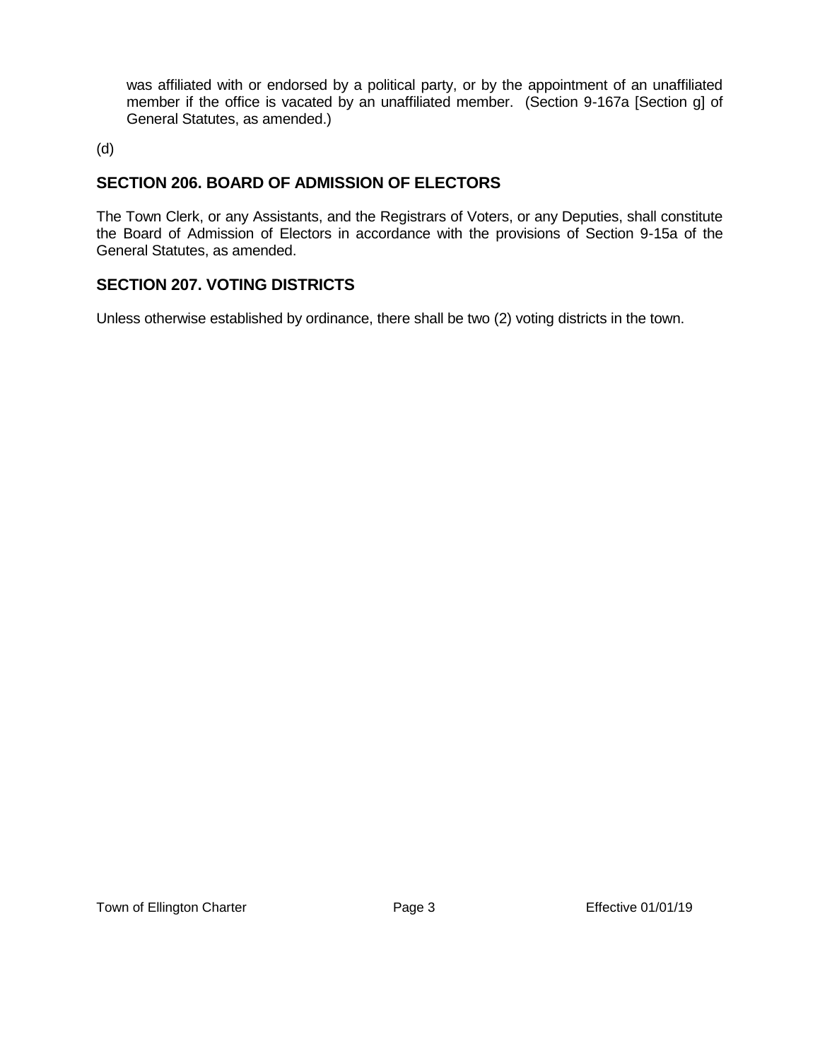was affiliated with or endorsed by a political party, or by the appointment of an unaffiliated member if the office is vacated by an unaffiliated member. (Section 9-167a [Section g] of General Statutes, as amended.)

(d)

## SECTION 206. BOARD OF ADMISSION OF ELECTORS

The Town Clerk, or any Assistants, and the Registrars of Voters, or any Deputies, shall constitute the Board of Admission of Electors in accordance with the provisions of Section 9-15a of the General Statutes, as amended.

## SECTION 207. VOTING DISTRICTS

Unless otherwise established by ordinance, there shall be two (2) voting districts in the town.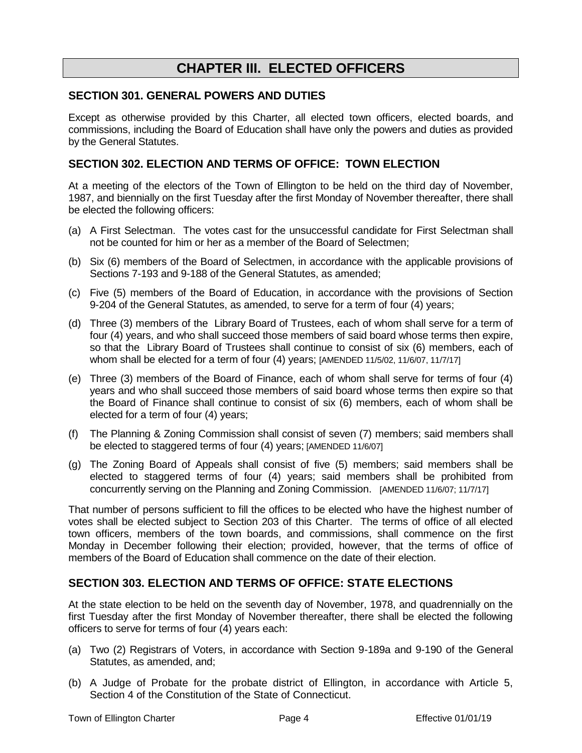# CHAPTER III. ELECTED OFFICERS

## SECTION 301. GENERAL POWERS AND DUTIES

Except as otherwise provided by this Charter, all elected town officers, elected boards, and commissions, including the Board of Education shall have only the powers and duties as provided by the General Statutes.

## SECTION 302. ELECTION AND TERMS OF OFFICE: TOWN ELECTION

At a meeting of the electors of the Town of Ellington to be held on the third day of November, 1987, and biennially on the first Tuesday after the first Monday of November thereafter, there shall be elected the following officers:

(a) A First Selectman. The votes cast for the unsuccessful candidate for First Selectman shall not be counted for him or her as a member of the Board of Selectmen;

(b) Six (6) members of the Board of Selectmen, in accordance with the applicable provisions of Sections 7-193 and 9-188 of the General Statutes, as amended;

(c) Five (5) members of the Board of Education, in accordance with the provisions of Section 9-204 of the General Statutes, as amended, to serve for a term of four (4) years;

(d) Three (3) members of the Library Board of Trustees, each of whom shall serve for a term of four (4) years, and who shall succeed those members of said board whose terms then expire, so that the Library Board of Trustees shall continue to consist of six (6) members, each of whom shall be elected for a term of four (4) years; [AMENDED 11/5/02, 11/6/07, 11/7/17]

(e) Three (3) members of the Board of Finance, each of whom shall serve for terms of four (4) years and who shall succeed those members of said board whose terms then expire so that the Board of Finance shall continue to consist of six (6) members, each of whom shall be elected for a term of four (4) years;

(f) The Planning & Zoning Commission shall consist of seven (7) members; said members shall be elected to staggered terms of four (4) years; [AMENDED 11/6/07]

(g) The Zoning Board of Appeals shall consist of five (5) members; said members shall be elected to staggered terms of four (4) years; said members shall be prohibited from concurrently serving on the Planning and Zoning Commission. [AMENDED 11/6/07; 11/7/17]

That number of persons sufficient to fill the offices to be elected who have the highest number of votes shall be elected subject to Section 203 of this Charter. The terms of office of all elected town officers, members of the town boards, and commissions, shall commence on the first Monday in December following their election; provided, however, that the terms of office of members of the Board of Education shall commence on the date of their election.

## SECTION 303. ELECTION AND TERMS OF OFFICE: STATE ELECTIONS

At the state election to be held on the seventh day of November, 1978, and quadrennially on the first Tuesday after the first Monday of November thereafter, there shall be elected the following officers to serve for terms of four (4) years each:

(a) Two (2) Registrars of Voters, in accordance with Section 9-189a and 9-190 of the General Statutes, as amended, and;

(b) A Judge of Probate for the probate district of Ellington, in accordance with Article 5, Section 4 of the Constitution of the State of Connecticut.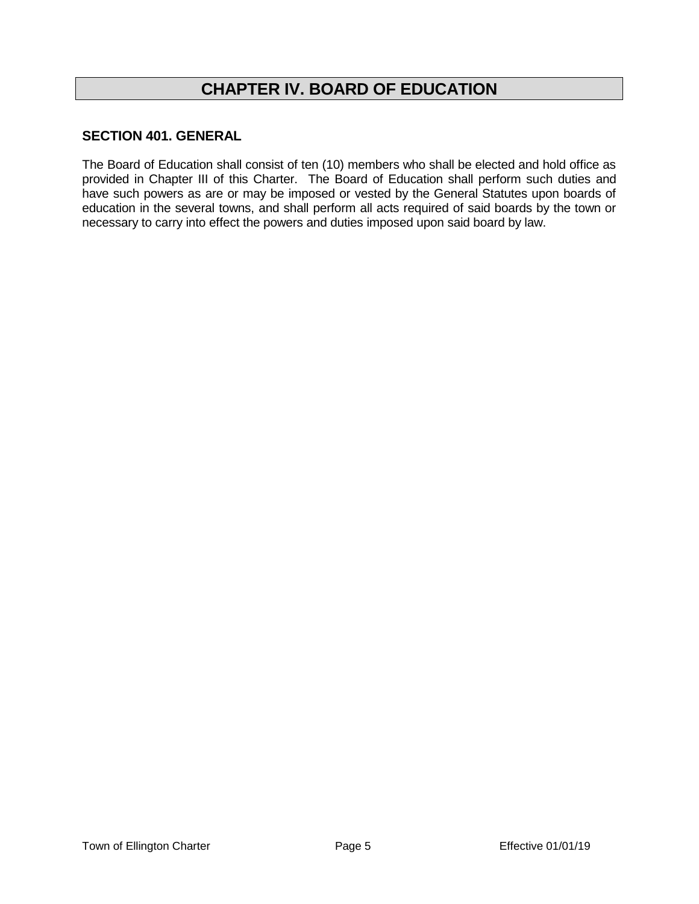# CHAPTER IV. BOARD OF EDUCATION

## SECTION 401. GENERAL

The Board of Education shall consist of ten (10) members who shall be elected and hold office as provided in Chapter III of this Charter. The Board of Education shall perform such duties and have such powers as are or may be imposed or vested by the General Statutes upon boards of education in the several towns, and shall perform all acts required of said boards by the town or necessary to carry into effect the powers and duties imposed upon said board by law.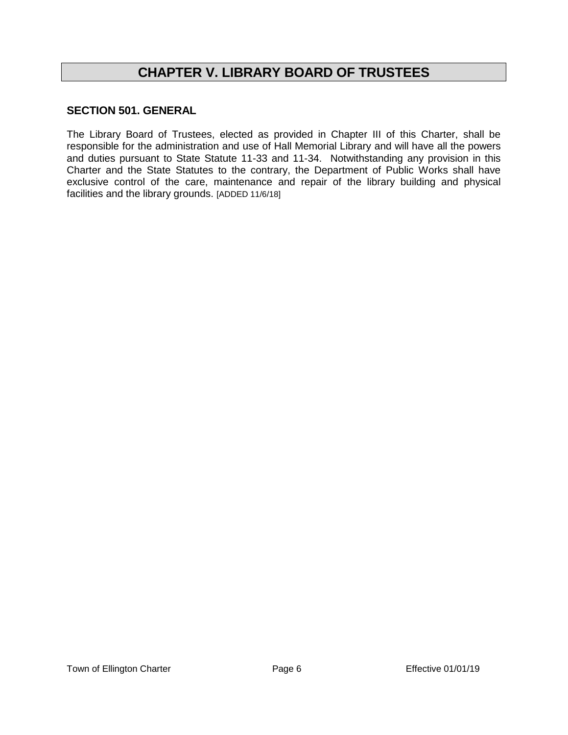# CHAPTER V. LIBRARY BOARD OF TRUSTEES

## SECTION 501. GENERAL

The Library Board of Trustees, elected as provided in Chapter III of this Charter, shall be responsible for the administration and use of Hall Memorial Library and will have all the powers and duties pursuant to State Statute 11-33 and 11-34. Notwithstanding any provision in this Charter and the State Statutes to the contrary, the Department of Public Works shall have exclusive control of the care, maintenance and repair of the library building and physical facilities and the library grounds. [ADDED 11/6/18]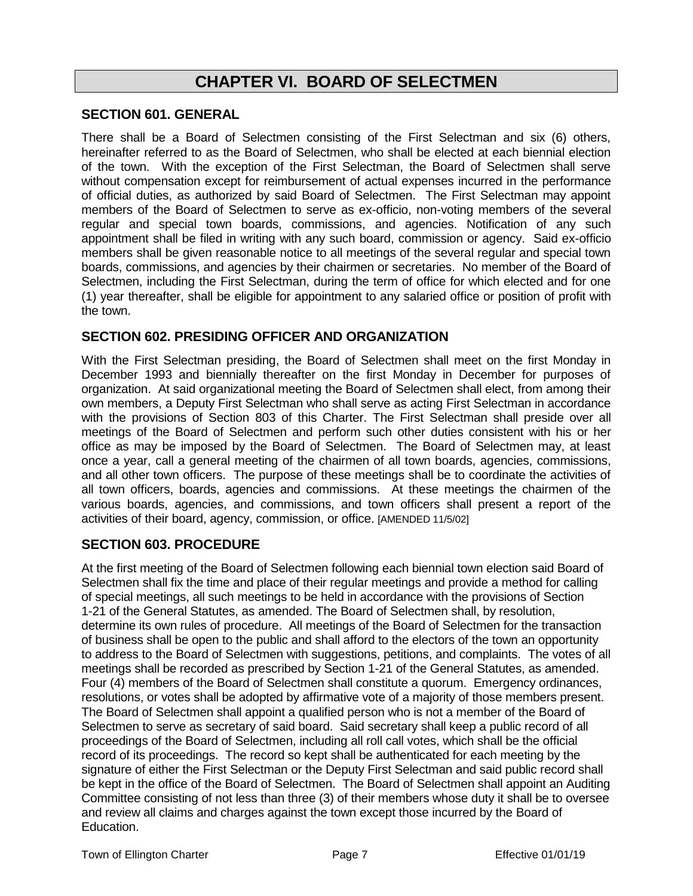# CHAPTER VI. BOARD OF SELECTMEN

## SECTION 601. GENERAL

There shall be a Board of Selectmen consisting of the First Selectman and six (6) others, hereinafter referred to as the Board of Selectmen, who shall be elected at each biennial election of the town. With the exception of the First Selectman, the Board of Selectmen shall serve without compensation except for reimbursement of actual expenses incurred in the performance of official duties, as authorized by said Board of Selectmen. The First Selectman may appoint members of the Board of Selectmen to serve as ex-officio, non-voting members of the several regular and special town boards, commissions, and agencies. Notification of any such appointment shall be filed in writing with any such board, commission or agency. Said ex-officio members shall be given reasonable notice to all meetings of the several regular and special town boards, commissions, and agencies by their chairmen or secretaries. No member of the Board of Selectmen, including the First Selectman, during the term of office for which elected and for one (1) year thereafter, shall be eligible for appointment to any salaried office or position of profit with the town.

## SECTION 602. PRESIDING OFFICER AND ORGANIZATION

With the First Selectman presiding, the Board of Selectmen shall meet on the first Monday in December 1993 and biennially thereafter on the first Monday in December for purposes of organization. At said organizational meeting the Board of Selectmen shall elect, from among their own members, a Deputy First Selectman who shall serve as acting First Selectman in accordance with the provisions of Section 803 of this Charter. The First Selectman shall preside over all meetings of the Board of Selectmen and perform such other duties consistent with his or her office as may be imposed by the Board of Selectmen. The Board of Selectmen may, at least once a year, call a general meeting of the chairmen of all town boards, agencies, commissions, and all other town officers. The purpose of these meetings shall be to coordinate the activities of all town officers, boards, agencies and commissions. At these meetings the chairmen of the various boards, agencies, and commissions, and town officers shall present a report of the activities of their board, agency, commission, or office. [AMENDED 11/5/02]

## SECTION 603. PROCEDURE

At the first meeting of the Board of Selectmen following each biennial town election said Board of Selectmen shall fix the time and place of their regular meetings and provide a method for calling of special meetings, all such meetings to be held in accordance with the provisions of Section 1-21 of the General Statutes, as amended. The Board of Selectmen shall, by resolution, determine its own rules of procedure. All meetings of the Board of Selectmen for the transaction of business shall be open to the public and shall afford to the electors of the town an opportunity to address to the Board of Selectmen with suggestions, petitions, and complaints. The votes of all meetings shall be recorded as prescribed by Section 1-21 of the General Statutes, as amended. Four (4) members of the Board of Selectmen shall constitute a quorum. Emergency ordinances, resolutions, or votes shall be adopted by affirmative vote of a majority of those members present. The Board of Selectmen shall appoint a qualified person who is not a member of the Board of Selectmen to serve as secretary of said board. Said secretary shall keep a public record of all proceedings of the Board of Selectmen, including all roll call votes, which shall be the official record of its proceedings. The record so kept shall be authenticated for each meeting by the signature of either the First Selectman or the Deputy First Selectman and said public record shall be kept in the office of the Board of Selectmen. The Board of Selectmen shall appoint an Auditing Committee consisting of not less than three (3) of their members whose duty it shall be to oversee and review all claims and charges against the town except those incurred by the Board of Education.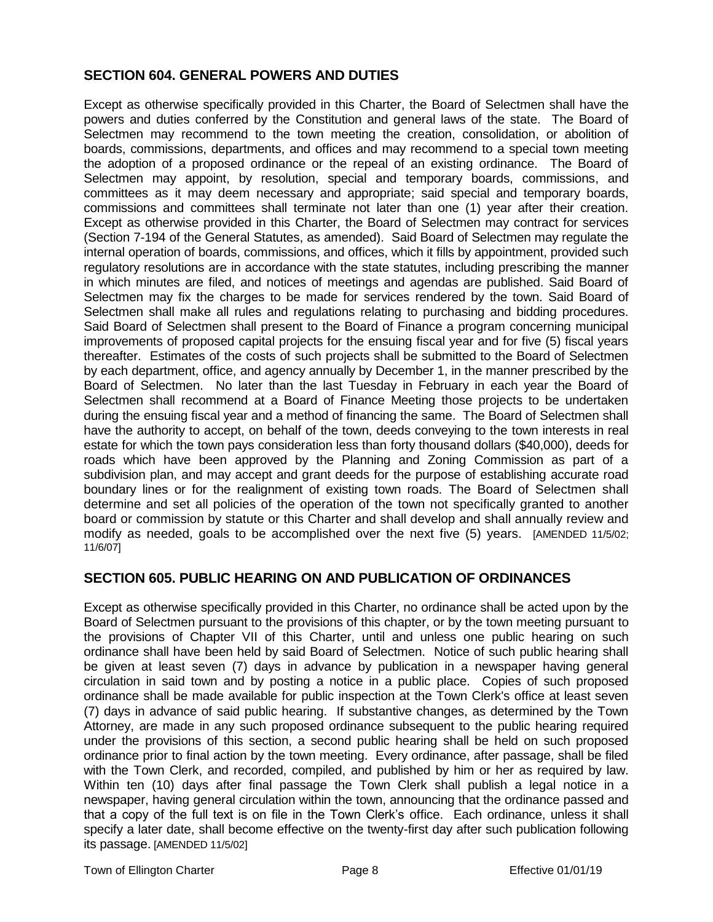## SECTION 604. GENERAL POWERS AND DUTIES

Except as otherwise specifically provided in this Charter, the Board of Selectmen shall have the powers and duties conferred by the Constitution and general laws of the state. The Board of Selectmen may recommend to the town meeting the creation, consolidation, or abolition of boards, commissions, departments, and offices and may recommend to a special town meeting the adoption of a proposed ordinance or the repeal of an existing ordinance. The Board of Selectmen may appoint, by resolution, special and temporary boards, commissions, and committees as it may deem necessary and appropriate; said special and temporary boards, commissions and committees shall terminate not later than one (1) year after their creation. Except as otherwise provided in this Charter, the Board of Selectmen may contract for services (Section 7-194 of the General Statutes, as amended). Said Board of Selectmen may regulate the internal operation of boards, commissions, and offices, which it fills by appointment, provided such regulatory resolutions are in accordance with the state statutes, including prescribing the manner in which minutes are filed, and notices of meetings and agendas are published. Said Board of Selectmen may fix the charges to be made for services rendered by the town. Said Board of Selectmen shall make all rules and regulations relating to purchasing and bidding procedures. Said Board of Selectmen shall present to the Board of Finance a program concerning municipal improvements of proposed capital projects for the ensuing fiscal year and for five (5) fiscal years thereafter. Estimates of the costs of such projects shall be submitted to the Board of Selectmen by each department, office, and agency annually by December 1, in the manner prescribed by the Board of Selectmen. No later than the last Tuesday in February in each year the Board of Selectmen shall recommend at a Board of Finance Meeting those projects to be undertaken during the ensuing fiscal year and a method of financing the same. The Board of Selectmen shall have the authority to accept, on behalf of the town, deeds conveying to the town interests in real estate for which the town pays consideration less than forty thousand dollars ($40,000), deeds for roads which have been approved by the Planning and Zoning Commission as part of a subdivision plan, and may accept and grant deeds for the purpose of establishing accurate road boundary lines or for the realignment of existing town roads. The Board of Selectmen shall determine and set all policies of the operation of the town not specifically granted to another board or commission by statute or this Charter and shall develop and shall annually review and modify as needed, goals to be accomplished over the next five (5) years. [AMENDED 11/5/02; 11/6/07]

## SECTION 605. PUBLIC HEARING ON AND PUBLICATION OF ORDINANCES

Except as otherwise specifically provided in this Charter, no ordinance shall be acted upon by the Board of Selectmen pursuant to the provisions of this chapter, or by the town meeting pursuant to the provisions of Chapter VII of this Charter, until and unless one public hearing on such ordinance shall have been held by said Board of Selectmen. Notice of such public hearing shall be given at least seven (7) days in advance by publication in a newspaper having general circulation in said town and by posting a notice in a public place. Copies of such proposed ordinance shall be made available for public inspection at the Town Clerk's office at least seven (7) days in advance of said public hearing. If substantive changes, as determined by the Town Attorney, are made in any such proposed ordinance subsequent to the public hearing required under the provisions of this section, a second public hearing shall be held on such proposed ordinance prior to final action by the town meeting. Every ordinance, after passage, shall be filed with the Town Clerk, and recorded, compiled, and published by him or her as required by law. Within ten (10) days after final passage the Town Clerk shall publish a legal notice in a newspaper, having general circulation within the town, announcing that the ordinance passed and that a copy of the full text is on file in the Town Clerk's office. Each ordinance, unless it shall specify a later date, shall become effective on the twenty-first day after such publication following its passage. [AMENDED 11/5/02]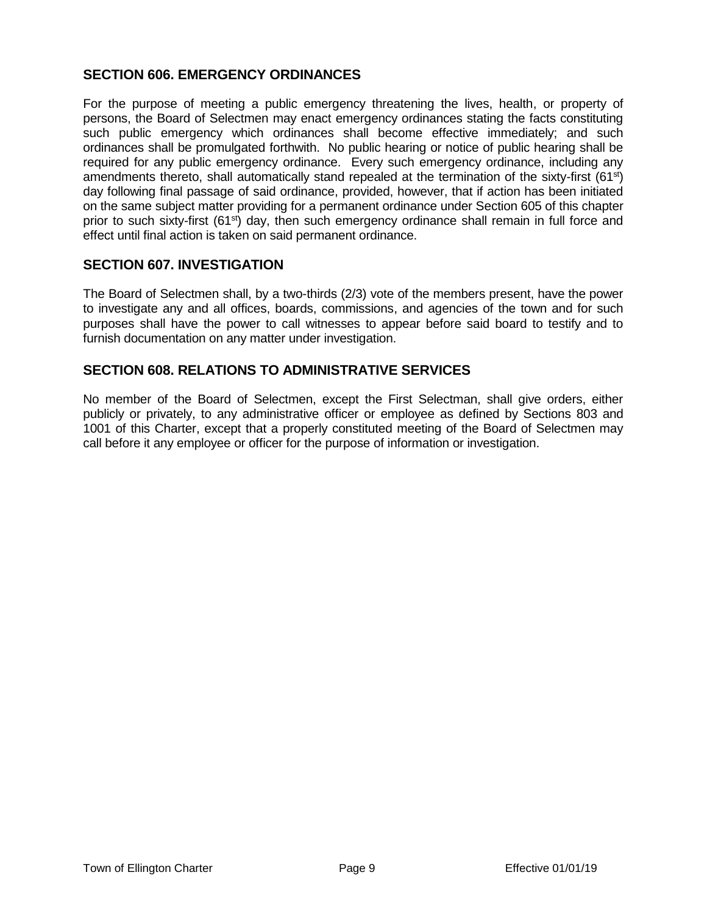## SECTION 606. EMERGENCY ORDINANCES

For the purpose of meeting a public emergency threatening the lives, health, or property of persons, the Board of Selectmen may enact emergency ordinances stating the facts constituting such public emergency which ordinances shall become effective immediately; and such ordinances shall be promulgated forthwith. No public hearing or notice of public hearing shall be required for any public emergency ordinance. Every such emergency ordinance, including any amendments thereto, shall automatically stand repealed at the termination of the sixty-first (61st) day following final passage of said ordinance, provided, however, that if action has been initiated on the same subject matter providing for a permanent ordinance under Section 605 of this chapter prior to such sixty-first (61st) day, then such emergency ordinance shall remain in full force and effect until final action is taken on said permanent ordinance.

## SECTION 607. INVESTIGATION

The Board of Selectmen shall, by a two-thirds (2/3) vote of the members present, have the power to investigate any and all offices, boards, commissions, and agencies of the town and for such purposes shall have the power to call witnesses to appear before said board to testify and to furnish documentation on any matter under investigation.

## SECTION 608. RELATIONS TO ADMINISTRATIVE SERVICES

No member of the Board of Selectmen, except the First Selectman, shall give orders, either publicly or privately, to any administrative officer or employee as defined by Sections 803 and 1001 of this Charter, except that a properly constituted meeting of the Board of Selectmen may call before it any employee or officer for the purpose of information or investigation.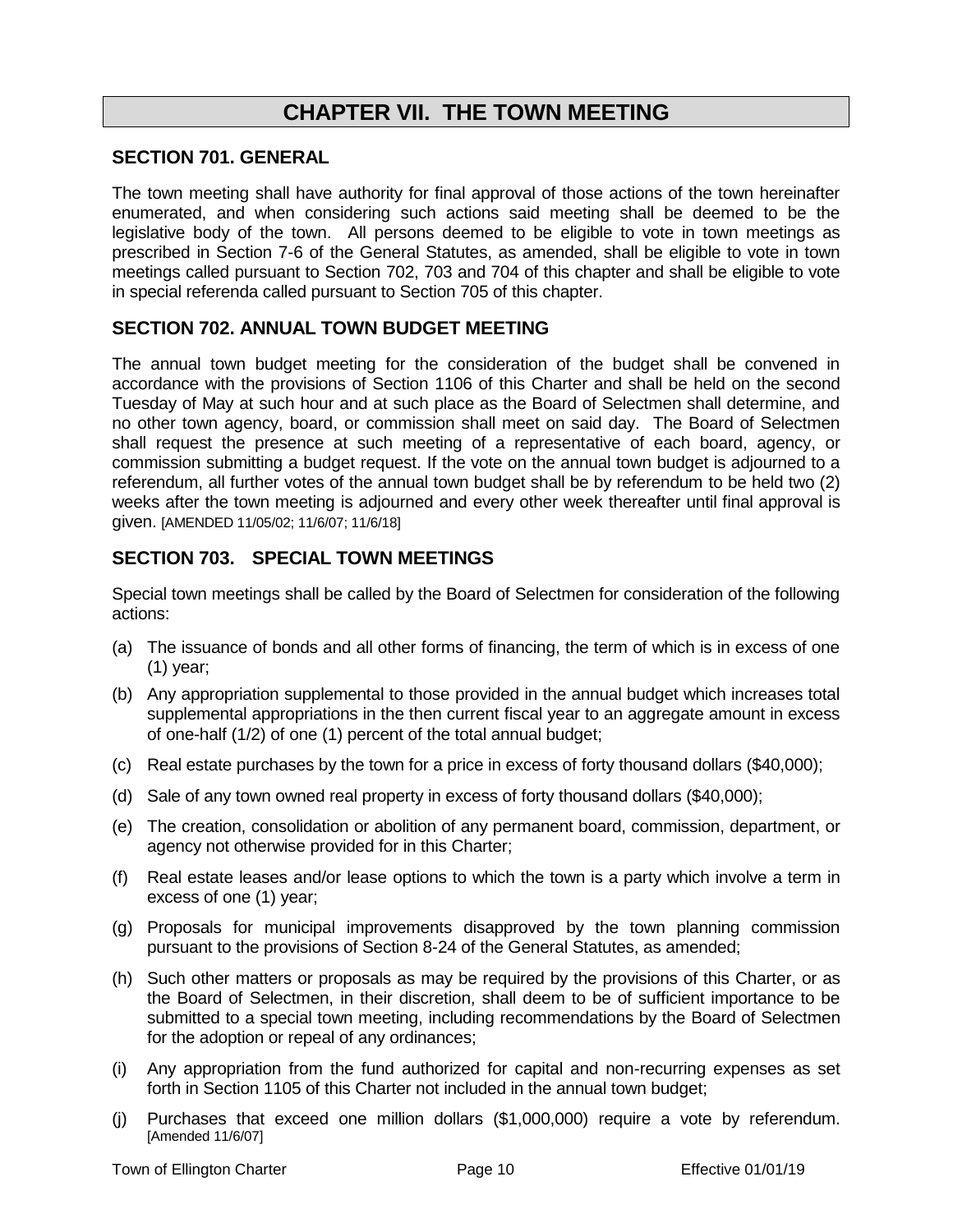# CHAPTER VII. THE TOWN MEETING

## SECTION 701. GENERAL

The town meeting shall have authority for final approval of those actions of the town hereinafter enumerated, and when considering such actions said meeting shall be deemed to be the legislative body of the town. All persons deemed to be eligible to vote in town meetings as prescribed in Section 7-6 of the General Statutes, as amended, shall be eligible to vote in town meetings called pursuant to Section 702, 703 and 704 of this chapter and shall be eligible to vote in special referenda called pursuant to Section 705 of this chapter.

## SECTION 702. ANNUAL TOWN BUDGET MEETING

The annual town budget meeting for the consideration of the budget shall be convened in accordance with the provisions of Section 1106 of this Charter and shall be held on the second Tuesday of May at such hour and at such place as the Board of Selectmen shall determine, and no other town agency, board, or commission shall meet on said day. The Board of Selectmen shall request the presence at such meeting of a representative of each board, agency, or commission submitting a budget request. If the vote on the annual town budget is adjourned to a referendum, all further votes of the annual town budget shall be by referendum to be held two (2) weeks after the town meeting is adjourned and every other week thereafter until final approval is given. [AMENDED 11/05/02; 11/6/07; 11/6/18]

## SECTION 703. SPECIAL TOWN MEETINGS

Special town meetings shall be called by the Board of Selectmen for consideration of the following actions:

(a) The issuance of bonds and all other forms of financing, the term of which is in excess of one (1) year;

(b) Any appropriation supplemental to those provided in the annual budget which increases total supplemental appropriations in the then current fiscal year to an aggregate amount in excess of one-half (1/2) of one (1) percent of the total annual budget;

(c) Real estate purchases by the town for a price in excess of forty thousand dollars ($40,000);

(d) Sale of any town owned real property in excess of forty thousand dollars ($40,000);

(e) The creation, consolidation or abolition of any permanent board, commission, department, or agency not otherwise provided for in this Charter;

(f) Real estate leases and/or lease options to which the town is a party which involve a term in excess of one (1) year;

(g) Proposals for municipal improvements disapproved by the town planning commission pursuant to the provisions of Section 8-24 of the General Statutes, as amended;

(h) Such other matters or proposals as may be required by the provisions of this Charter, or as the Board of Selectmen, in their discretion, shall deem to be of sufficient importance to be submitted to a special town meeting, including recommendations by the Board of Selectmen for the adoption or repeal of any ordinances;

(i) Any appropriation from the fund authorized for capital and non-recurring expenses as set forth in Section 1105 of this Charter not included in the annual town budget;

(j) Purchases that exceed one million dollars ($1,000,000) require a vote by referendum. [Amended 11/6/07]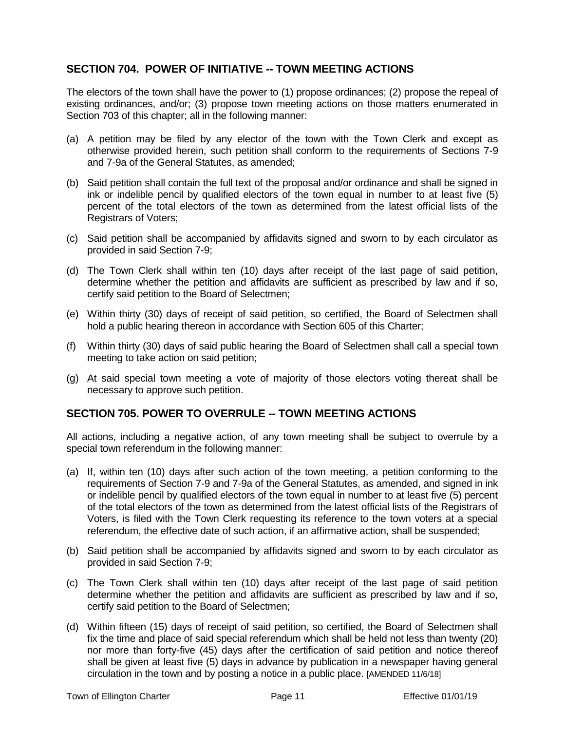## SECTION 704. POWER OF INITIATIVE -- TOWN MEETING ACTIONS

The electors of the town shall have the power to (1) propose ordinances; (2) propose the repeal of existing ordinances, and/or; (3) propose town meeting actions on those matters enumerated in Section 703 of this chapter; all in the following manner:

(a) A petition may be filed by any elector of the town with the Town Clerk and except as otherwise provided herein, such petition shall conform to the requirements of Sections 7-9 and 7-9a of the General Statutes, as amended;

(b) Said petition shall contain the full text of the proposal and/or ordinance and shall be signed in ink or indelible pencil by qualified electors of the town equal in number to at least five (5) percent of the total electors of the town as determined from the latest official lists of the Registrars of Voters;

(c) Said petition shall be accompanied by affidavits signed and sworn to by each circulator as provided in said Section 7-9;

(d) The Town Clerk shall within ten (10) days after receipt of the last page of said petition, determine whether the petition and affidavits are sufficient as prescribed by law and if so, certify said petition to the Board of Selectmen;

(e) Within thirty (30) days of receipt of said petition, so certified, the Board of Selectmen shall hold a public hearing thereon in accordance with Section 605 of this Charter;

(f) Within thirty (30) days of said public hearing the Board of Selectmen shall call a special town meeting to take action on said petition;

(g) At said special town meeting a vote of majority of those electors voting thereat shall be necessary to approve such petition.

## SECTION 705. POWER TO OVERRULE -- TOWN MEETING ACTIONS

All actions, including a negative action, of any town meeting shall be subject to overrule by a special town referendum in the following manner:

(a) If, within ten (10) days after such action of the town meeting, a petition conforming to the requirements of Section 7-9 and 7-9a of the General Statutes, as amended, and signed in ink or indelible pencil by qualified electors of the town equal in number to at least five (5) percent of the total electors of the town as determined from the latest official lists of the Registrars of Voters, is filed with the Town Clerk requesting its reference to the town voters at a special referendum, the effective date of such action, if an affirmative action, shall be suspended;

(b) Said petition shall be accompanied by affidavits signed and sworn to by each circulator as provided in said Section 7-9;

(c) The Town Clerk shall within ten (10) days after receipt of the last page of said petition determine whether the petition and affidavits are sufficient as prescribed by law and if so, certify said petition to the Board of Selectmen;

(d) Within fifteen (15) days of receipt of said petition, so certified, the Board of Selectmen shall fix the time and place of said special referendum which shall be held not less than twenty (20) nor more than forty-five (45) days after the certification of said petition and notice thereof shall be given at least five (5) days in advance by publication in a newspaper having general circulation in the town and by posting a notice in a public place. [AMENDED 11/6/18]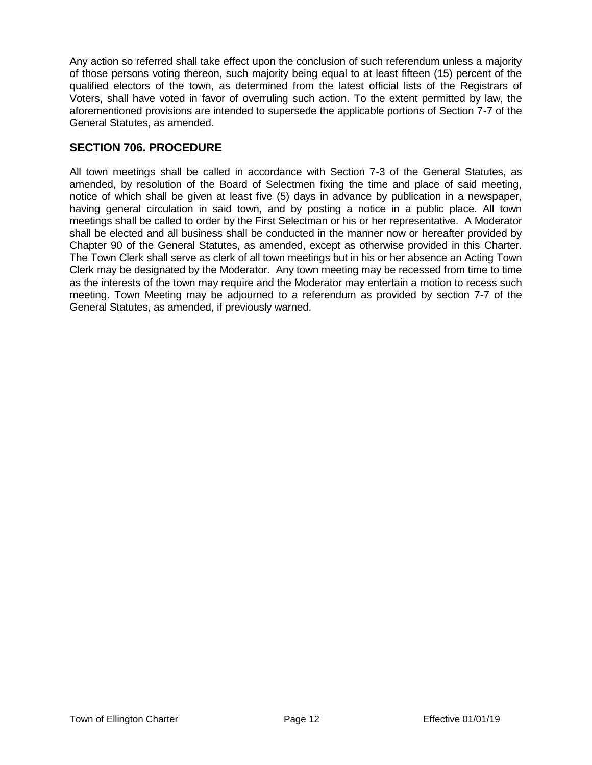Any action so referred shall take effect upon the conclusion of such referendum unless a majority of those persons voting thereon, such majority being equal to at least fifteen (15) percent of the qualified electors of the town, as determined from the latest official lists of the Registrars of Voters, shall have voted in favor of overruling such action. To the extent permitted by law, the aforementioned provisions are intended to supersede the applicable portions of Section 7-7 of the General Statutes, as amended.

## SECTION 706. PROCEDURE

All town meetings shall be called in accordance with Section 7-3 of the General Statutes, as amended, by resolution of the Board of Selectmen fixing the time and place of said meeting, notice of which shall be given at least five (5) days in advance by publication in a newspaper, having general circulation in said town, and by posting a notice in a public place. All town meetings shall be called to order by the First Selectman or his or her representative. A Moderator shall be elected and all business shall be conducted in the manner now or hereafter provided by Chapter 90 of the General Statutes, as amended, except as otherwise provided in this Charter. The Town Clerk shall serve as clerk of all town meetings but in his or her absence an Acting Town Clerk may be designated by the Moderator. Any town meeting may be recessed from time to time as the interests of the town may require and the Moderator may entertain a motion to recess such meeting. Town Meeting may be adjourned to a referendum as provided by section 7-7 of the General Statutes, as amended, if previously warned.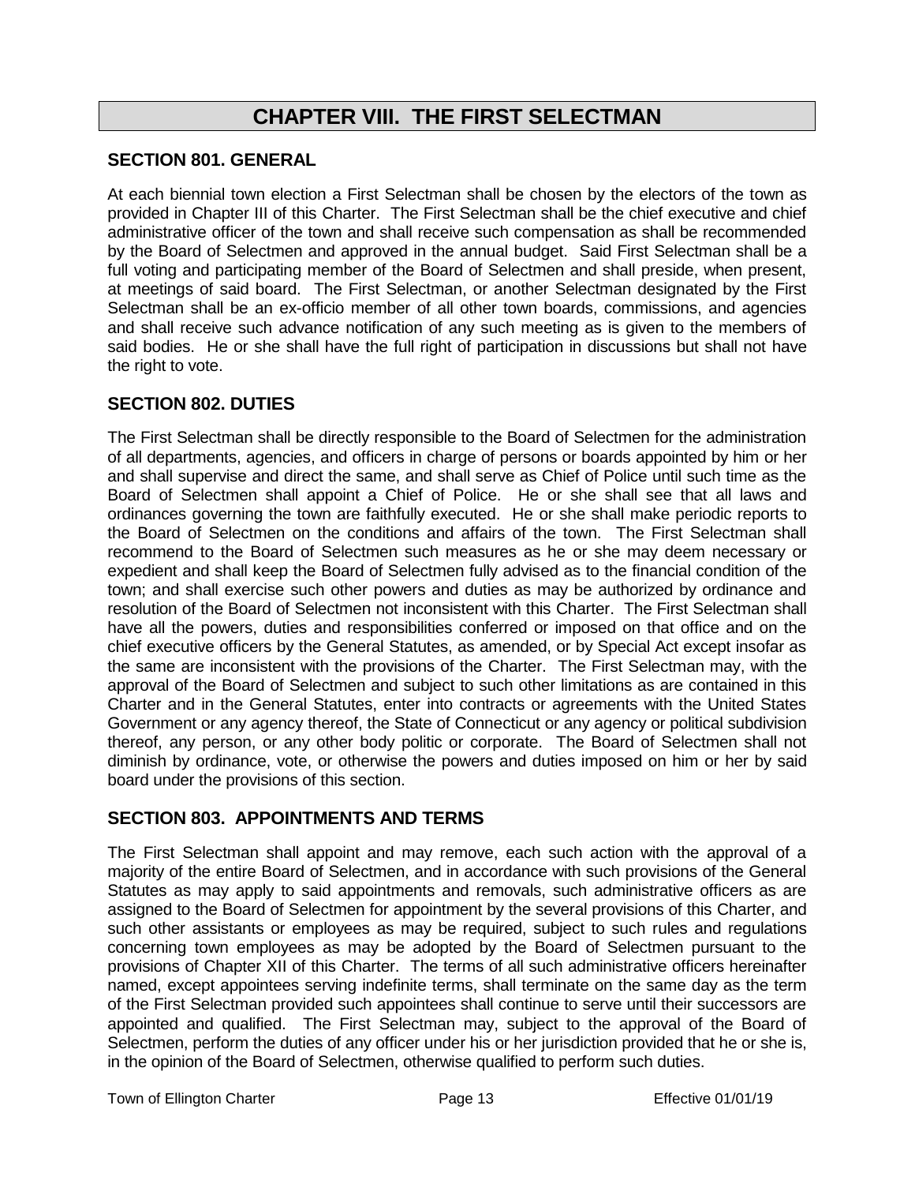# CHAPTER VIII. THE FIRST SELECTMAN

## SECTION 801. GENERAL

At each biennial town election a First Selectman shall be chosen by the electors of the town as provided in Chapter III of this Charter. The First Selectman shall be the chief executive and chief administrative officer of the town and shall receive such compensation as shall be recommended by the Board of Selectmen and approved in the annual budget. Said First Selectman shall be a full voting and participating member of the Board of Selectmen and shall preside, when present, at meetings of said board. The First Selectman, or another Selectman designated by the First Selectman shall be an ex-officio member of all other town boards, commissions, and agencies and shall receive such advance notification of any such meeting as is given to the members of said bodies. He or she shall have the full right of participation in discussions but shall not have the right to vote.

## SECTION 802. DUTIES

The First Selectman shall be directly responsible to the Board of Selectmen for the administration of all departments, agencies, and officers in charge of persons or boards appointed by him or her and shall supervise and direct the same, and shall serve as Chief of Police until such time as the Board of Selectmen shall appoint a Chief of Police. He or she shall see that all laws and ordinances governing the town are faithfully executed. He or she shall make periodic reports to the Board of Selectmen on the conditions and affairs of the town. The First Selectman shall recommend to the Board of Selectmen such measures as he or she may deem necessary or expedient and shall keep the Board of Selectmen fully advised as to the financial condition of the town; and shall exercise such other powers and duties as may be authorized by ordinance and resolution of the Board of Selectmen not inconsistent with this Charter. The First Selectman shall have all the powers, duties and responsibilities conferred or imposed on that office and on the chief executive officers by the General Statutes, as amended, or by Special Act except insofar as the same are inconsistent with the provisions of the Charter. The First Selectman may, with the approval of the Board of Selectmen and subject to such other limitations as are contained in this Charter and in the General Statutes, enter into contracts or agreements with the United States Government or any agency thereof, the State of Connecticut or any agency or political subdivision thereof, any person, or any other body politic or corporate. The Board of Selectmen shall not diminish by ordinance, vote, or otherwise the powers and duties imposed on him or her by said board under the provisions of this section.

## SECTION 803. APPOINTMENTS AND TERMS

The First Selectman shall appoint and may remove, each such action with the approval of a majority of the entire Board of Selectmen, and in accordance with such provisions of the General Statutes as may apply to said appointments and removals, such administrative officers as are assigned to the Board of Selectmen for appointment by the several provisions of this Charter, and such other assistants or employees as may be required, subject to such rules and regulations concerning town employees as may be adopted by the Board of Selectmen pursuant to the provisions of Chapter XII of this Charter. The terms of all such administrative officers hereinafter named, except appointees serving indefinite terms, shall terminate on the same day as the term of the First Selectman provided such appointees shall continue to serve until their successors are appointed and qualified. The First Selectman may, subject to the approval of the Board of Selectmen, perform the duties of any officer under his or her jurisdiction provided that he or she is, in the opinion of the Board of Selectmen, otherwise qualified to perform such duties.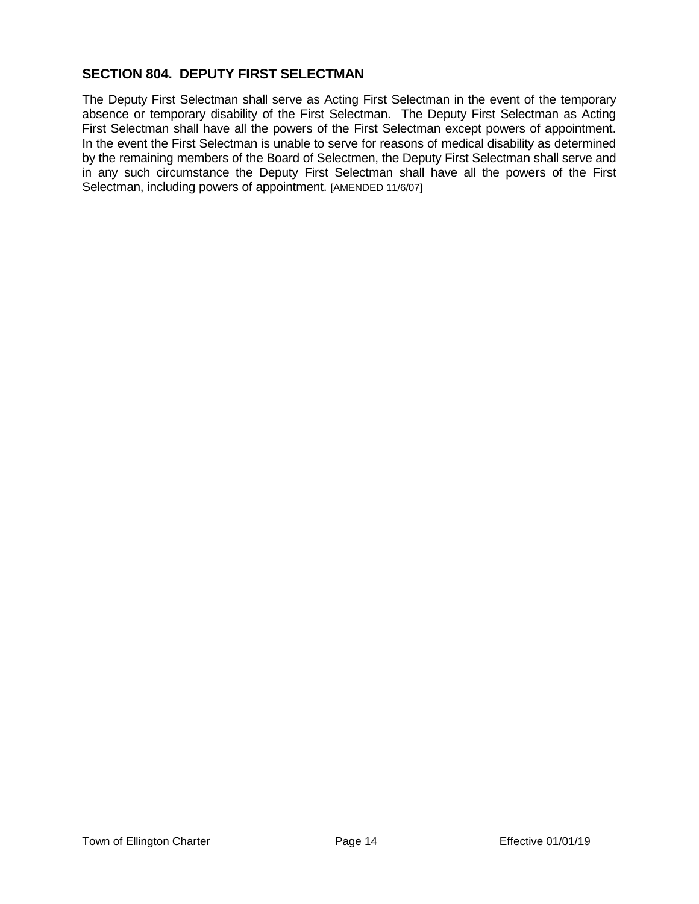## SECTION 804. DEPUTY FIRST SELECTMAN

The Deputy First Selectman shall serve as Acting First Selectman in the event of the temporary absence or temporary disability of the First Selectman. The Deputy First Selectman as Acting First Selectman shall have all the powers of the First Selectman except powers of appointment. In the event the First Selectman is unable to serve for reasons of medical disability as determined by the remaining members of the Board of Selectmen, the Deputy First Selectman shall serve and in any such circumstance the Deputy First Selectman shall have all the powers of the First Selectman, including powers of appointment. [AMENDED 11/6/07]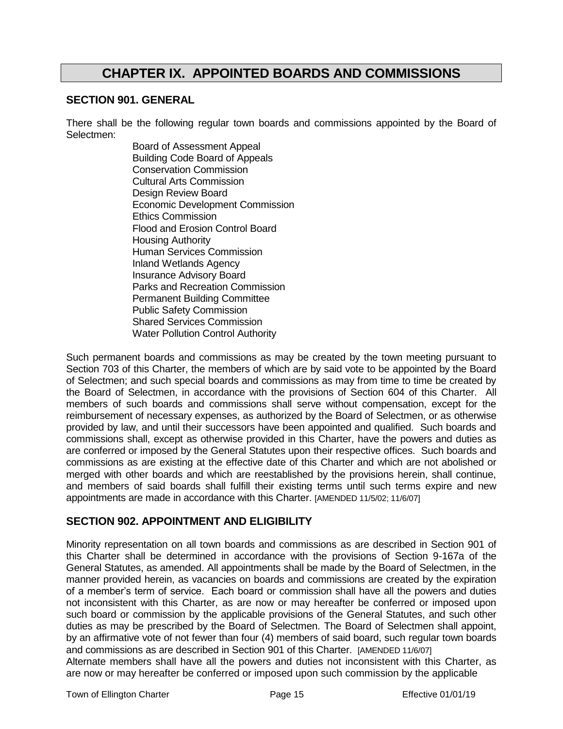# CHAPTER IX. APPOINTED BOARDS AND COMMISSIONS

## SECTION 901. GENERAL

There shall be the following regular town boards and commissions appointed by the Board of Selectmen:

- Board of Assessment Appeal
- Building Code Board of Appeals
- Conservation Commission
- Cultural Arts Commission
- Design Review Board
- Economic Development Commission
- Ethics Commission
- Flood and Erosion Control Board
- Housing Authority
- Human Services Commission
- Inland Wetlands Agency
- Insurance Advisory Board
- Parks and Recreation Commission
- Permanent Building Committee
- Public Safety Commission
- Shared Services Commission
- Water Pollution Control Authority

Such permanent boards and commissions as may be created by the town meeting pursuant to Section 703 of this Charter, the members of which are by said vote to be appointed by the Board of Selectmen; and such special boards and commissions as may from time to time be created by the Board of Selectmen, in accordance with the provisions of Section 604 of this Charter. All members of such boards and commissions shall serve without compensation, except for the reimbursement of necessary expenses, as authorized by the Board of Selectmen, or as otherwise provided by law, and until their successors have been appointed and qualified. Such boards and commissions shall, except as otherwise provided in this Charter, have the powers and duties as are conferred or imposed by the General Statutes upon their respective offices. Such boards and commissions as are existing at the effective date of this Charter and which are not abolished or merged with other boards and which are reestablished by the provisions herein, shall continue, and members of said boards shall fulfill their existing terms until such terms expire and new appointments are made in accordance with this Charter. [AMENDED 11/5/02; 11/6/07]

## SECTION 902. APPOINTMENT AND ELIGIBILITY

Minority representation on all town boards and commissions as are described in Section 901 of this Charter shall be determined in accordance with the provisions of Section 9-167a of the General Statutes, as amended. All appointments shall be made by the Board of Selectmen, in the manner provided herein, as vacancies on boards and commissions are created by the expiration of a member's term of service. Each board or commission shall have all the powers and duties not inconsistent with this Charter, as are now or may hereafter be conferred or imposed upon such board or commission by the applicable provisions of the General Statutes, and such other duties as may be prescribed by the Board of Selectmen. The Board of Selectmen shall appoint, by an affirmative vote of not fewer than four (4) members of said board, such regular town boards and commissions as are described in Section 901 of this Charter. [AMENDED 11/6/07]

Alternate members shall have all the powers and duties not inconsistent with this Charter, as are now or may hereafter be conferred or imposed upon such commission by the applicable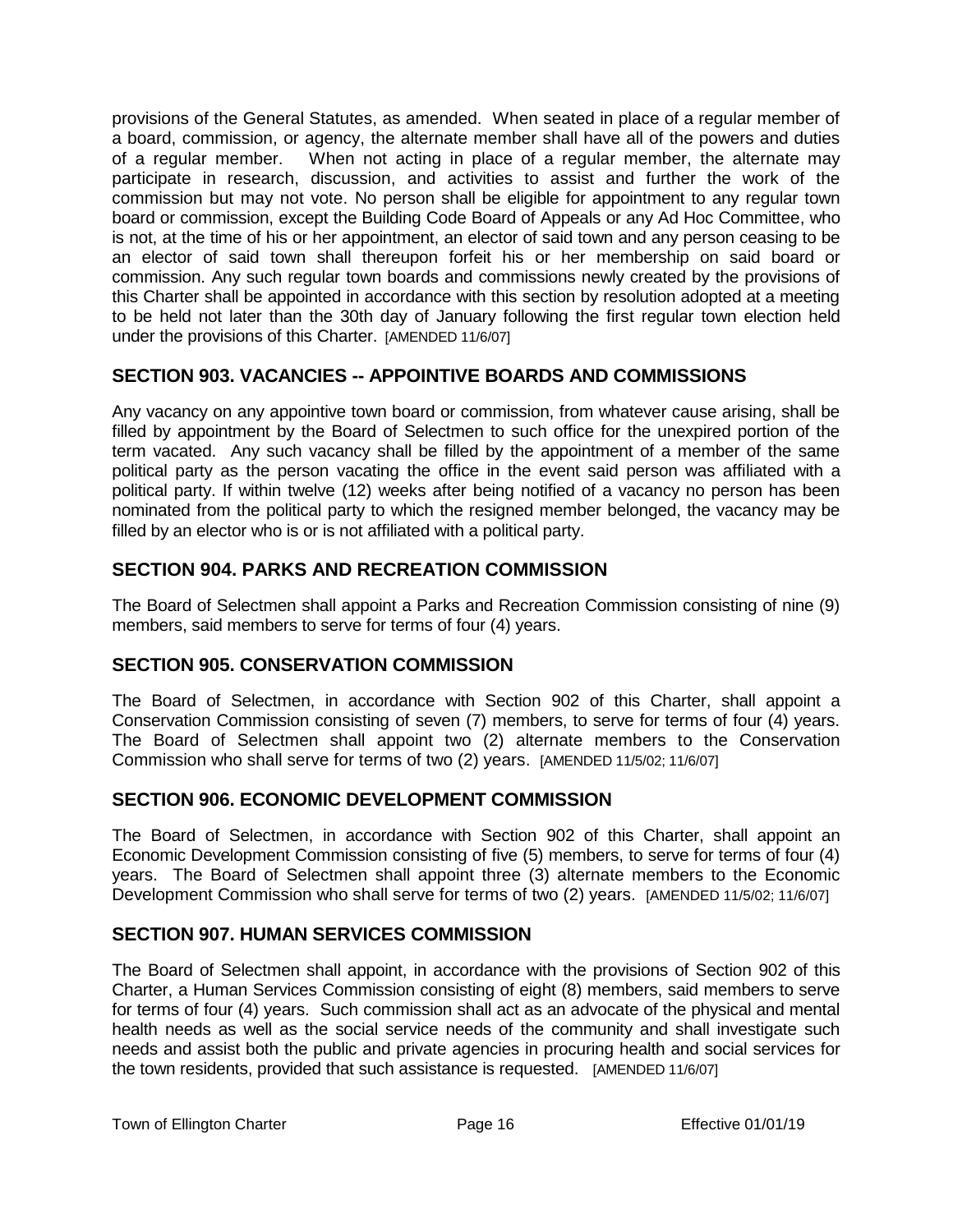provisions of the General Statutes, as amended. When seated in place of a regular member of a board, commission, or agency, the alternate member shall have all of the powers and duties of a regular member. When not acting in place of a regular member, the alternate may participate in research, discussion, and activities to assist and further the work of the commission but may not vote. No person shall be eligible for appointment to any regular town board or commission, except the Building Code Board of Appeals or any Ad Hoc Committee, who is not, at the time of his or her appointment, an elector of said town and any person ceasing to be an elector of said town shall thereupon forfeit his or her membership on said board or commission. Any such regular town boards and commissions newly created by the provisions of this Charter shall be appointed in accordance with this section by resolution adopted at a meeting to be held not later than the 30th day of January following the first regular town election held under the provisions of this Charter. [AMENDED 11/6/07]

## SECTION 903. VACANCIES -- APPOINTIVE BOARDS AND COMMISSIONS

Any vacancy on any appointive town board or commission, from whatever cause arising, shall be filled by appointment by the Board of Selectmen to such office for the unexpired portion of the term vacated. Any such vacancy shall be filled by the appointment of a member of the same political party as the person vacating the office in the event said person was affiliated with a political party. If within twelve (12) weeks after being notified of a vacancy no person has been nominated from the political party to which the resigned member belonged, the vacancy may be filled by an elector who is or is not affiliated with a political party.

## SECTION 904. PARKS AND RECREATION COMMISSION

The Board of Selectmen shall appoint a Parks and Recreation Commission consisting of nine (9) members, said members to serve for terms of four (4) years.

## SECTION 905. CONSERVATION COMMISSION

The Board of Selectmen, in accordance with Section 902 of this Charter, shall appoint a Conservation Commission consisting of seven (7) members, to serve for terms of four (4) years. The Board of Selectmen shall appoint two (2) alternate members to the Conservation Commission who shall serve for terms of two (2) years. [AMENDED 11/5/02; 11/6/07]

## SECTION 906. ECONOMIC DEVELOPMENT COMMISSION

The Board of Selectmen, in accordance with Section 902 of this Charter, shall appoint an Economic Development Commission consisting of five (5) members, to serve for terms of four (4) years. The Board of Selectmen shall appoint three (3) alternate members to the Economic Development Commission who shall serve for terms of two (2) years. [AMENDED 11/5/02; 11/6/07]

## SECTION 907. HUMAN SERVICES COMMISSION

The Board of Selectmen shall appoint, in accordance with the provisions of Section 902 of this Charter, a Human Services Commission consisting of eight (8) members, said members to serve for terms of four (4) years. Such commission shall act as an advocate of the physical and mental health needs as well as the social service needs of the community and shall investigate such needs and assist both the public and private agencies in procuring health and social services for the town residents, provided that such assistance is requested. [AMENDED 11/6/07]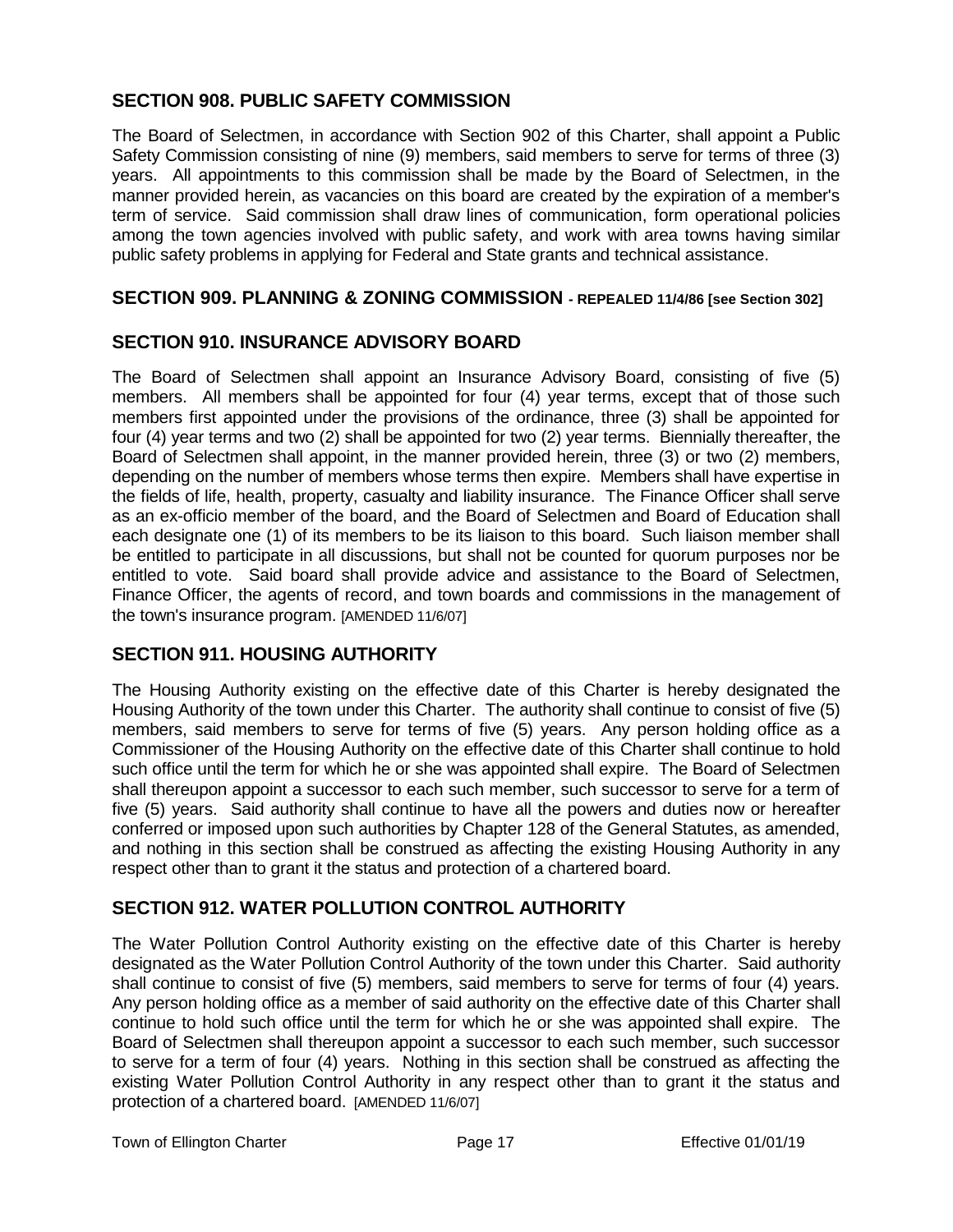## SECTION 908. PUBLIC SAFETY COMMISSION

The Board of Selectmen, in accordance with Section 902 of this Charter, shall appoint a Public Safety Commission consisting of nine (9) members, said members to serve for terms of three (3) years. All appointments to this commission shall be made by the Board of Selectmen, in the manner provided herein, as vacancies on this board are created by the expiration of a member's term of service. Said commission shall draw lines of communication, form operational policies among the town agencies involved with public safety, and work with area towns having similar public safety problems in applying for Federal and State grants and technical assistance.

## SECTION 909. PLANNING & ZONING COMMISSION - REPEALED 11/4/86 [see Section 302]

## SECTION 910. INSURANCE ADVISORY BOARD

The Board of Selectmen shall appoint an Insurance Advisory Board, consisting of five (5) members. All members shall be appointed for four (4) year terms, except that of those such members first appointed under the provisions of the ordinance, three (3) shall be appointed for four (4) year terms and two (2) shall be appointed for two (2) year terms. Biennially thereafter, the Board of Selectmen shall appoint, in the manner provided herein, three (3) or two (2) members, depending on the number of members whose terms then expire. Members shall have expertise in the fields of life, health, property, casualty and liability insurance. The Finance Officer shall serve as an ex-officio member of the board, and the Board of Selectmen and Board of Education shall each designate one (1) of its members to be its liaison to this board. Such liaison member shall be entitled to participate in all discussions, but shall not be counted for quorum purposes nor be entitled to vote. Said board shall provide advice and assistance to the Board of Selectmen, Finance Officer, the agents of record, and town boards and commissions in the management of the town's insurance program. [AMENDED 11/6/07]

## SECTION 911. HOUSING AUTHORITY

The Housing Authority existing on the effective date of this Charter is hereby designated the Housing Authority of the town under this Charter. The authority shall continue to consist of five (5) members, said members to serve for terms of five (5) years. Any person holding office as a Commissioner of the Housing Authority on the effective date of this Charter shall continue to hold such office until the term for which he or she was appointed shall expire. The Board of Selectmen shall thereupon appoint a successor to each such member, such successor to serve for a term of five (5) years. Said authority shall continue to have all the powers and duties now or hereafter conferred or imposed upon such authorities by Chapter 128 of the General Statutes, as amended, and nothing in this section shall be construed as affecting the existing Housing Authority in any respect other than to grant it the status and protection of a chartered board.

## SECTION 912. WATER POLLUTION CONTROL AUTHORITY

The Water Pollution Control Authority existing on the effective date of this Charter is hereby designated as the Water Pollution Control Authority of the town under this Charter. Said authority shall continue to consist of five (5) members, said members to serve for terms of four (4) years. Any person holding office as a member of said authority on the effective date of this Charter shall continue to hold such office until the term for which he or she was appointed shall expire. The Board of Selectmen shall thereupon appoint a successor to each such member, such successor to serve for a term of four (4) years. Nothing in this section shall be construed as affecting the existing Water Pollution Control Authority in any respect other than to grant it the status and protection of a chartered board. [AMENDED 11/6/07]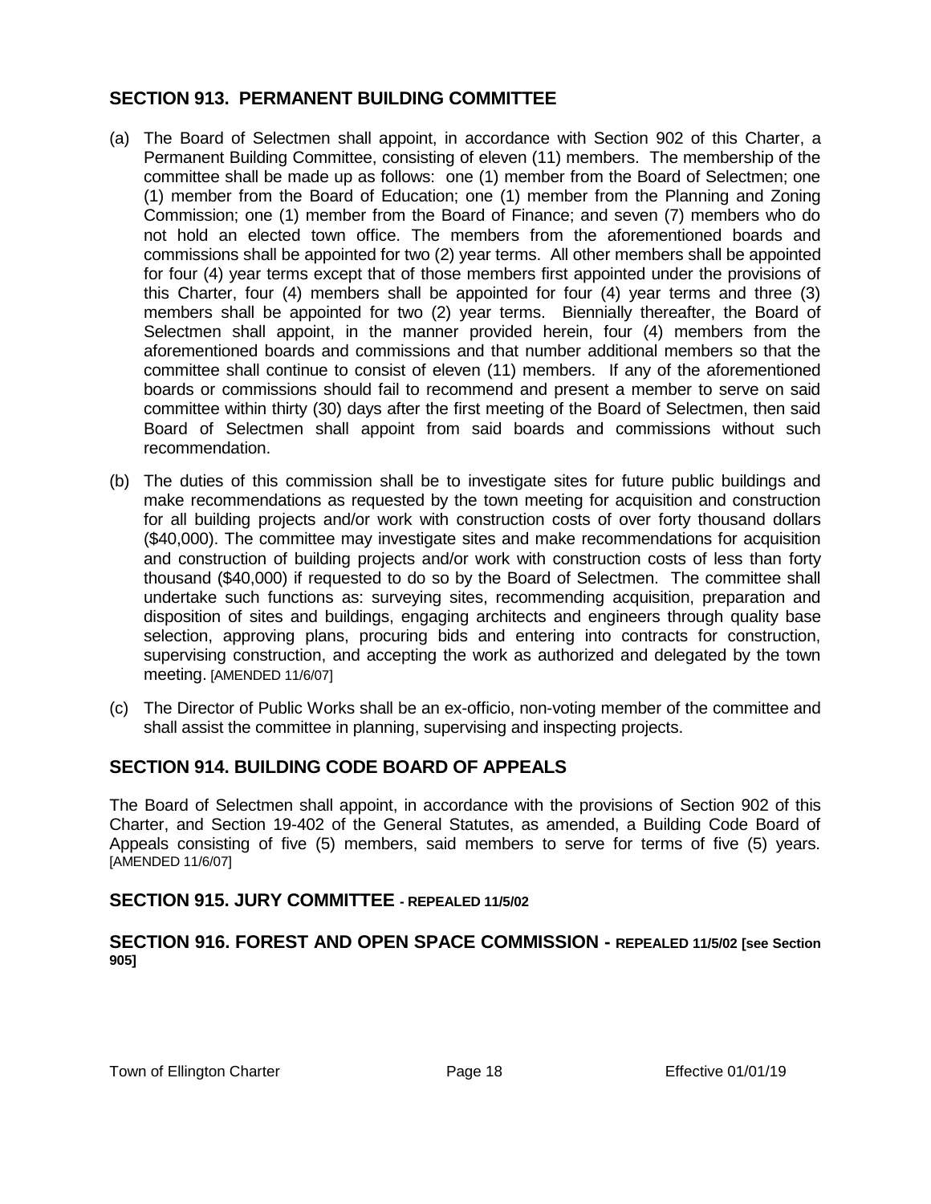## SECTION 913. PERMANENT BUILDING COMMITTEE

(a) The Board of Selectmen shall appoint, in accordance with Section 902 of this Charter, a Permanent Building Committee, consisting of eleven (11) members. The membership of the committee shall be made up as follows: one (1) member from the Board of Selectmen; one (1) member from the Board of Education; one (1) member from the Planning and Zoning Commission; one (1) member from the Board of Finance; and seven (7) members who do not hold an elected town office. The members from the aforementioned boards and commissions shall be appointed for two (2) year terms. All other members shall be appointed for four (4) year terms except that of those members first appointed under the provisions of this Charter, four (4) members shall be appointed for four (4) year terms and three (3) members shall be appointed for two (2) year terms. Biennially thereafter, the Board of Selectmen shall appoint, in the manner provided herein, four (4) members from the aforementioned boards and commissions and that number additional members so that the committee shall continue to consist of eleven (11) members. If any of the aforementioned boards or commissions should fail to recommend and present a member to serve on said committee within thirty (30) days after the first meeting of the Board of Selectmen, then said Board of Selectmen shall appoint from said boards and commissions without such recommendation.

(b) The duties of this commission shall be to investigate sites for future public buildings and make recommendations as requested by the town meeting for acquisition and construction for all building projects and/or work with construction costs of over forty thousand dollars ($40,000). The committee may investigate sites and make recommendations for acquisition and construction of building projects and/or work with construction costs of less than forty thousand ($40,000) if requested to do so by the Board of Selectmen. The committee shall undertake such functions as: surveying sites, recommending acquisition, preparation and disposition of sites and buildings, engaging architects and engineers through quality base selection, approving plans, procuring bids and entering into contracts for construction, supervising construction, and accepting the work as authorized and delegated by the town meeting. [AMENDED 11/6/07]

(c) The Director of Public Works shall be an ex-officio, non-voting member of the committee and shall assist the committee in planning, supervising and inspecting projects.

## SECTION 914. BUILDING CODE BOARD OF APPEALS

The Board of Selectmen shall appoint, in accordance with the provisions of Section 902 of this Charter, and Section 19-402 of the General Statutes, as amended, a Building Code Board of Appeals consisting of five (5) members, said members to serve for terms of five (5) years. [AMENDED 11/6/07]

## SECTION 915. JURY COMMITTEE - REPEALED 11/5/02

## SECTION 916. FOREST AND OPEN SPACE COMMISSION - REPEALED 11/5/02 [see Section 905]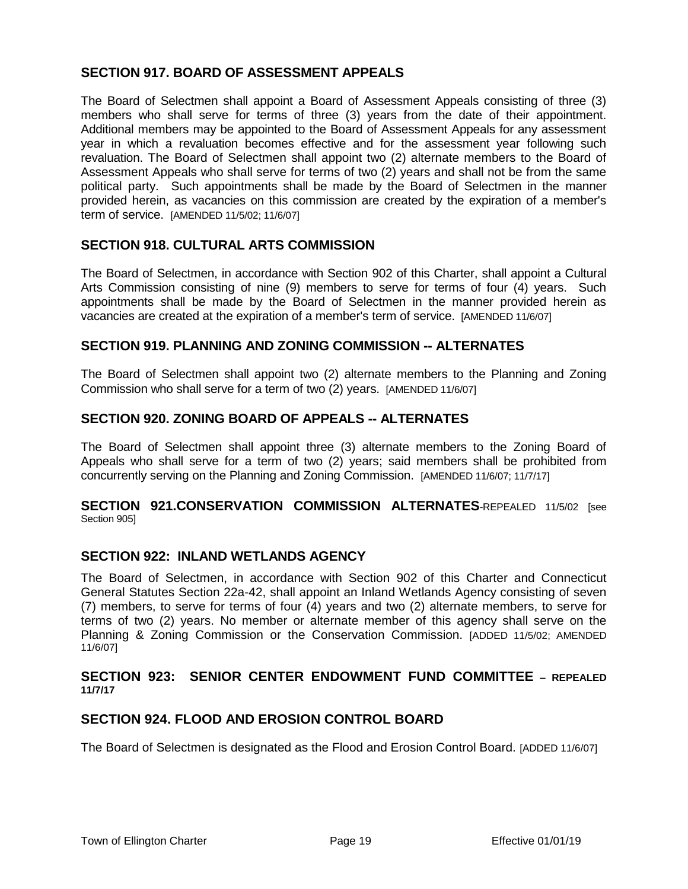## SECTION 917. BOARD OF ASSESSMENT APPEALS

The Board of Selectmen shall appoint a Board of Assessment Appeals consisting of three (3) members who shall serve for terms of three (3) years from the date of their appointment. Additional members may be appointed to the Board of Assessment Appeals for any assessment year in which a revaluation becomes effective and for the assessment year following such revaluation. The Board of Selectmen shall appoint two (2) alternate members to the Board of Assessment Appeals who shall serve for terms of two (2) years and shall not be from the same political party. Such appointments shall be made by the Board of Selectmen in the manner provided herein, as vacancies on this commission are created by the expiration of a member's term of service. [AMENDED 11/5/02; 11/6/07]

## SECTION 918. CULTURAL ARTS COMMISSION

The Board of Selectmen, in accordance with Section 902 of this Charter, shall appoint a Cultural Arts Commission consisting of nine (9) members to serve for terms of four (4) years. Such appointments shall be made by the Board of Selectmen in the manner provided herein as vacancies are created at the expiration of a member's term of service. [AMENDED 11/6/07]

## SECTION 919. PLANNING AND ZONING COMMISSION -- ALTERNATES

The Board of Selectmen shall appoint two (2) alternate members to the Planning and Zoning Commission who shall serve for a term of two (2) years. [AMENDED 11/6/07]

## SECTION 920. ZONING BOARD OF APPEALS -- ALTERNATES

The Board of Selectmen shall appoint three (3) alternate members to the Zoning Board of Appeals who shall serve for a term of two (2) years; said members shall be prohibited from concurrently serving on the Planning and Zoning Commission. [AMENDED 11/6/07; 11/7/17]

**SECTION 921.CONSERVATION COMMISSION ALTERNATES**-REPEALED 11/5/02 [see Section 905]

## SECTION 922: INLAND WETLANDS AGENCY

The Board of Selectmen, in accordance with Section 902 of this Charter and Connecticut General Statutes Section 22a-42, shall appoint an Inland Wetlands Agency consisting of seven (7) members, to serve for terms of four (4) years and two (2) alternate members, to serve for terms of two (2) years. No member or alternate member of this agency shall serve on the Planning & Zoning Commission or the Conservation Commission. [ADDED 11/5/02; AMENDED 11/6/07]

**SECTION 923: SENIOR CENTER ENDOWMENT FUND COMMITTEE – REPEALED 11/7/17**

## SECTION 924. FLOOD AND EROSION CONTROL BOARD

The Board of Selectmen is designated as the Flood and Erosion Control Board. [ADDED 11/6/07]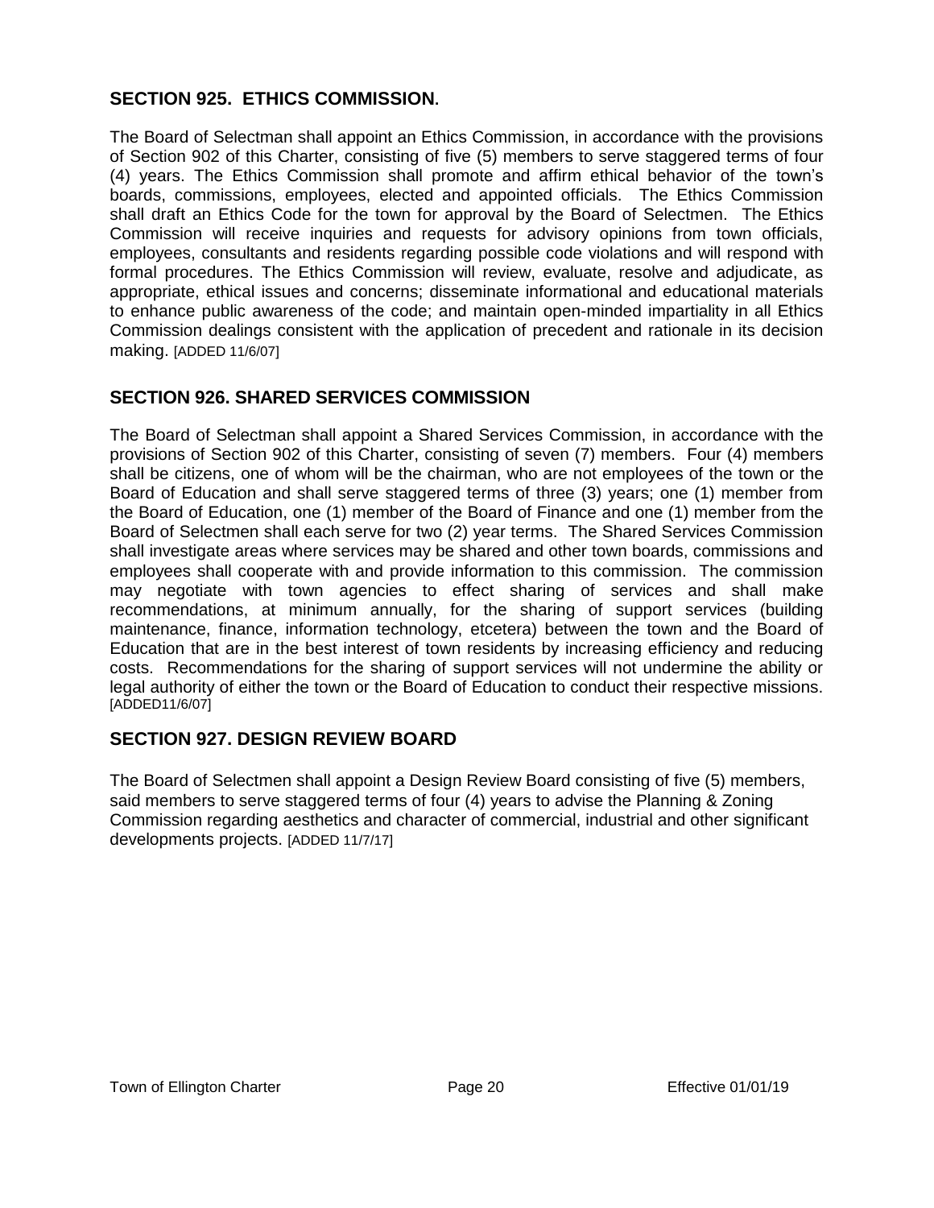## SECTION 925. ETHICS COMMISSION.

The Board of Selectman shall appoint an Ethics Commission, in accordance with the provisions of Section 902 of this Charter, consisting of five (5) members to serve staggered terms of four (4) years. The Ethics Commission shall promote and affirm ethical behavior of the town's boards, commissions, employees, elected and appointed officials. The Ethics Commission shall draft an Ethics Code for the town for approval by the Board of Selectmen. The Ethics Commission will receive inquiries and requests for advisory opinions from town officials, employees, consultants and residents regarding possible code violations and will respond with formal procedures. The Ethics Commission will review, evaluate, resolve and adjudicate, as appropriate, ethical issues and concerns; disseminate informational and educational materials to enhance public awareness of the code; and maintain open-minded impartiality in all Ethics Commission dealings consistent with the application of precedent and rationale in its decision making. [ADDED 11/6/07]

## SECTION 926. SHARED SERVICES COMMISSION

The Board of Selectman shall appoint a Shared Services Commission, in accordance with the provisions of Section 902 of this Charter, consisting of seven (7) members. Four (4) members shall be citizens, one of whom will be the chairman, who are not employees of the town or the Board of Education and shall serve staggered terms of three (3) years; one (1) member from the Board of Education, one (1) member of the Board of Finance and one (1) member from the Board of Selectmen shall each serve for two (2) year terms. The Shared Services Commission shall investigate areas where services may be shared and other town boards, commissions and employees shall cooperate with and provide information to this commission. The commission may negotiate with town agencies to effect sharing of services and shall make recommendations, at minimum annually, for the sharing of support services (building maintenance, finance, information technology, etcetera) between the town and the Board of Education that are in the best interest of town residents by increasing efficiency and reducing costs. Recommendations for the sharing of support services will not undermine the ability or legal authority of either the town or the Board of Education to conduct their respective missions. [ADDED11/6/07]

## SECTION 927. DESIGN REVIEW BOARD

The Board of Selectmen shall appoint a Design Review Board consisting of five (5) members, said members to serve staggered terms of four (4) years to advise the Planning & Zoning Commission regarding aesthetics and character of commercial, industrial and other significant developments projects. [ADDED 11/7/17]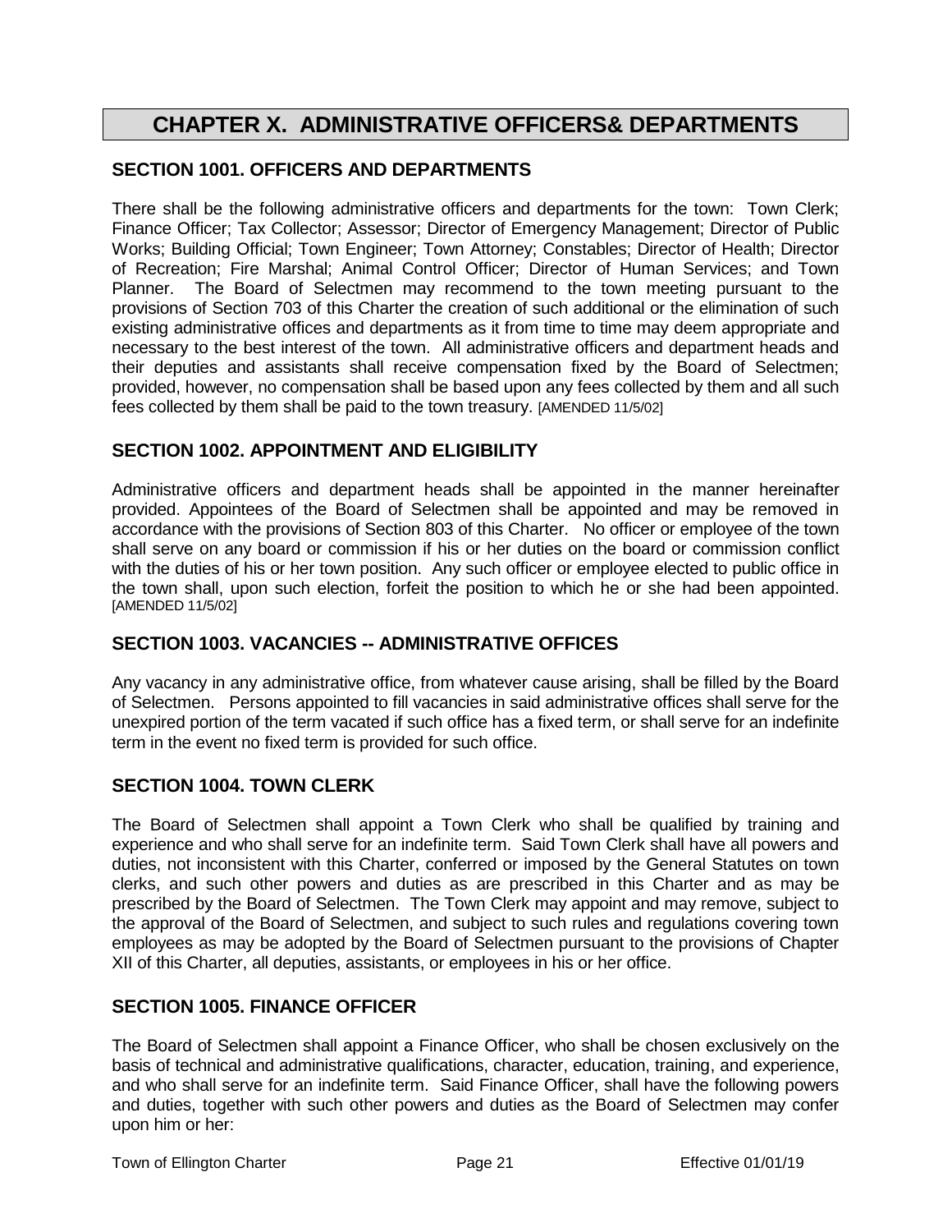# CHAPTER X. ADMINISTRATIVE OFFICERS& DEPARTMENTS

## SECTION 1001. OFFICERS AND DEPARTMENTS

There shall be the following administrative officers and departments for the town: Town Clerk; Finance Officer; Tax Collector; Assessor; Director of Emergency Management; Director of Public Works; Building Official; Town Engineer; Town Attorney; Constables; Director of Health; Director of Recreation; Fire Marshal; Animal Control Officer; Director of Human Services; and Town Planner. The Board of Selectmen may recommend to the town meeting pursuant to the provisions of Section 703 of this Charter the creation of such additional or the elimination of such existing administrative offices and departments as it from time to time may deem appropriate and necessary to the best interest of the town. All administrative officers and department heads and their deputies and assistants shall receive compensation fixed by the Board of Selectmen; provided, however, no compensation shall be based upon any fees collected by them and all such fees collected by them shall be paid to the town treasury. [AMENDED 11/5/02]

## SECTION 1002. APPOINTMENT AND ELIGIBILITY

Administrative officers and department heads shall be appointed in the manner hereinafter provided. Appointees of the Board of Selectmen shall be appointed and may be removed in accordance with the provisions of Section 803 of this Charter. No officer or employee of the town shall serve on any board or commission if his or her duties on the board or commission conflict with the duties of his or her town position. Any such officer or employee elected to public office in the town shall, upon such election, forfeit the position to which he or she had been appointed. [AMENDED 11/5/02]

## SECTION 1003. VACANCIES -- ADMINISTRATIVE OFFICES

Any vacancy in any administrative office, from whatever cause arising, shall be filled by the Board of Selectmen. Persons appointed to fill vacancies in said administrative offices shall serve for the unexpired portion of the term vacated if such office has a fixed term, or shall serve for an indefinite term in the event no fixed term is provided for such office.

## SECTION 1004. TOWN CLERK

The Board of Selectmen shall appoint a Town Clerk who shall be qualified by training and experience and who shall serve for an indefinite term. Said Town Clerk shall have all powers and duties, not inconsistent with this Charter, conferred or imposed by the General Statutes on town clerks, and such other powers and duties as are prescribed in this Charter and as may be prescribed by the Board of Selectmen. The Town Clerk may appoint and may remove, subject to the approval of the Board of Selectmen, and subject to such rules and regulations covering town employees as may be adopted by the Board of Selectmen pursuant to the provisions of Chapter XII of this Charter, all deputies, assistants, or employees in his or her office.

## SECTION 1005. FINANCE OFFICER

The Board of Selectmen shall appoint a Finance Officer, who shall be chosen exclusively on the basis of technical and administrative qualifications, character, education, training, and experience, and who shall serve for an indefinite term. Said Finance Officer, shall have the following powers and duties, together with such other powers and duties as the Board of Selectmen may confer upon him or her: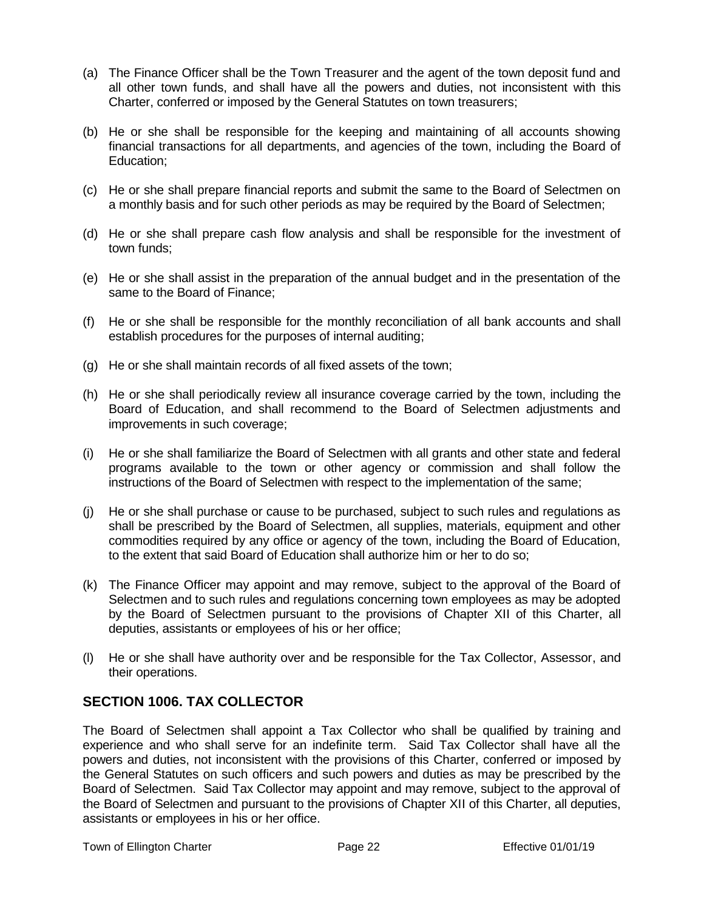(a) The Finance Officer shall be the Town Treasurer and the agent of the town deposit fund and all other town funds, and shall have all the powers and duties, not inconsistent with this Charter, conferred or imposed by the General Statutes on town treasurers;

(b) He or she shall be responsible for the keeping and maintaining of all accounts showing financial transactions for all departments, and agencies of the town, including the Board of Education;

(c) He or she shall prepare financial reports and submit the same to the Board of Selectmen on a monthly basis and for such other periods as may be required by the Board of Selectmen;

(d) He or she shall prepare cash flow analysis and shall be responsible for the investment of town funds;

(e) He or she shall assist in the preparation of the annual budget and in the presentation of the same to the Board of Finance;

(f) He or she shall be responsible for the monthly reconciliation of all bank accounts and shall establish procedures for the purposes of internal auditing;

(g) He or she shall maintain records of all fixed assets of the town;

(h) He or she shall periodically review all insurance coverage carried by the town, including the Board of Education, and shall recommend to the Board of Selectmen adjustments and improvements in such coverage;

(i) He or she shall familiarize the Board of Selectmen with all grants and other state and federal programs available to the town or other agency or commission and shall follow the instructions of the Board of Selectmen with respect to the implementation of the same;

(j) He or she shall purchase or cause to be purchased, subject to such rules and regulations as shall be prescribed by the Board of Selectmen, all supplies, materials, equipment and other commodities required by any office or agency of the town, including the Board of Education, to the extent that said Board of Education shall authorize him or her to do so;

(k) The Finance Officer may appoint and may remove, subject to the approval of the Board of Selectmen and to such rules and regulations concerning town employees as may be adopted by the Board of Selectmen pursuant to the provisions of Chapter XII of this Charter, all deputies, assistants or employees of his or her office;

(l) He or she shall have authority over and be responsible for the Tax Collector, Assessor, and their operations.

## SECTION 1006. TAX COLLECTOR

The Board of Selectmen shall appoint a Tax Collector who shall be qualified by training and experience and who shall serve for an indefinite term. Said Tax Collector shall have all the powers and duties, not inconsistent with the provisions of this Charter, conferred or imposed by the General Statutes on such officers and such powers and duties as may be prescribed by the Board of Selectmen. Said Tax Collector may appoint and may remove, subject to the approval of the Board of Selectmen and pursuant to the provisions of Chapter XII of this Charter, all deputies, assistants or employees in his or her office.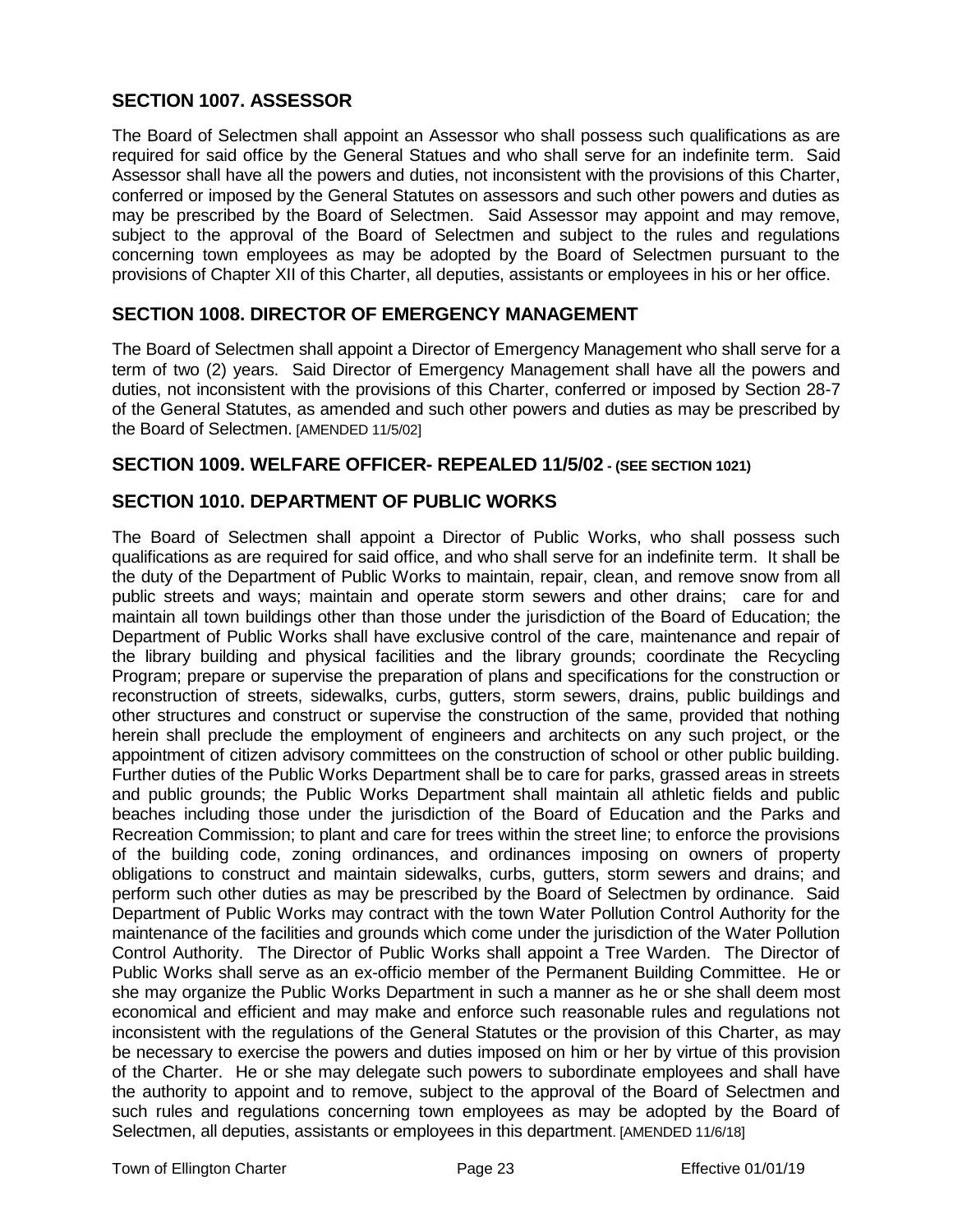## SECTION 1007. ASSESSOR

The Board of Selectmen shall appoint an Assessor who shall possess such qualifications as are required for said office by the General Statues and who shall serve for an indefinite term. Said Assessor shall have all the powers and duties, not inconsistent with the provisions of this Charter, conferred or imposed by the General Statutes on assessors and such other powers and duties as may be prescribed by the Board of Selectmen. Said Assessor may appoint and may remove, subject to the approval of the Board of Selectmen and subject to the rules and regulations concerning town employees as may be adopted by the Board of Selectmen pursuant to the provisions of Chapter XII of this Charter, all deputies, assistants or employees in his or her office.

## SECTION 1008. DIRECTOR OF EMERGENCY MANAGEMENT

The Board of Selectmen shall appoint a Director of Emergency Management who shall serve for a term of two (2) years. Said Director of Emergency Management shall have all the powers and duties, not inconsistent with the provisions of this Charter, conferred or imposed by Section 28-7 of the General Statutes, as amended and such other powers and duties as may be prescribed by the Board of Selectmen. [AMENDED 11/5/02]

## SECTION 1009. WELFARE OFFICER- REPEALED 11/5/02 - (SEE SECTION 1021)

## SECTION 1010. DEPARTMENT OF PUBLIC WORKS

The Board of Selectmen shall appoint a Director of Public Works, who shall possess such qualifications as are required for said office, and who shall serve for an indefinite term. It shall be the duty of the Department of Public Works to maintain, repair, clean, and remove snow from all public streets and ways; maintain and operate storm sewers and other drains; care for and maintain all town buildings other than those under the jurisdiction of the Board of Education; the Department of Public Works shall have exclusive control of the care, maintenance and repair of the library building and physical facilities and the library grounds; coordinate the Recycling Program; prepare or supervise the preparation of plans and specifications for the construction or reconstruction of streets, sidewalks, curbs, gutters, storm sewers, drains, public buildings and other structures and construct or supervise the construction of the same, provided that nothing herein shall preclude the employment of engineers and architects on any such project, or the appointment of citizen advisory committees on the construction of school or other public building. Further duties of the Public Works Department shall be to care for parks, grassed areas in streets and public grounds; the Public Works Department shall maintain all athletic fields and public beaches including those under the jurisdiction of the Board of Education and the Parks and Recreation Commission; to plant and care for trees within the street line; to enforce the provisions of the building code, zoning ordinances, and ordinances imposing on owners of property obligations to construct and maintain sidewalks, curbs, gutters, storm sewers and drains; and perform such other duties as may be prescribed by the Board of Selectmen by ordinance. Said Department of Public Works may contract with the town Water Pollution Control Authority for the maintenance of the facilities and grounds which come under the jurisdiction of the Water Pollution Control Authority. The Director of Public Works shall appoint a Tree Warden. The Director of Public Works shall serve as an ex-officio member of the Permanent Building Committee. He or she may organize the Public Works Department in such a manner as he or she shall deem most economical and efficient and may make and enforce such reasonable rules and regulations not inconsistent with the regulations of the General Statutes or the provision of this Charter, as may be necessary to exercise the powers and duties imposed on him or her by virtue of this provision of the Charter. He or she may delegate such powers to subordinate employees and shall have the authority to appoint and to remove, subject to the approval of the Board of Selectmen and such rules and regulations concerning town employees as may be adopted by the Board of Selectmen, all deputies, assistants or employees in this department. [AMENDED 11/6/18]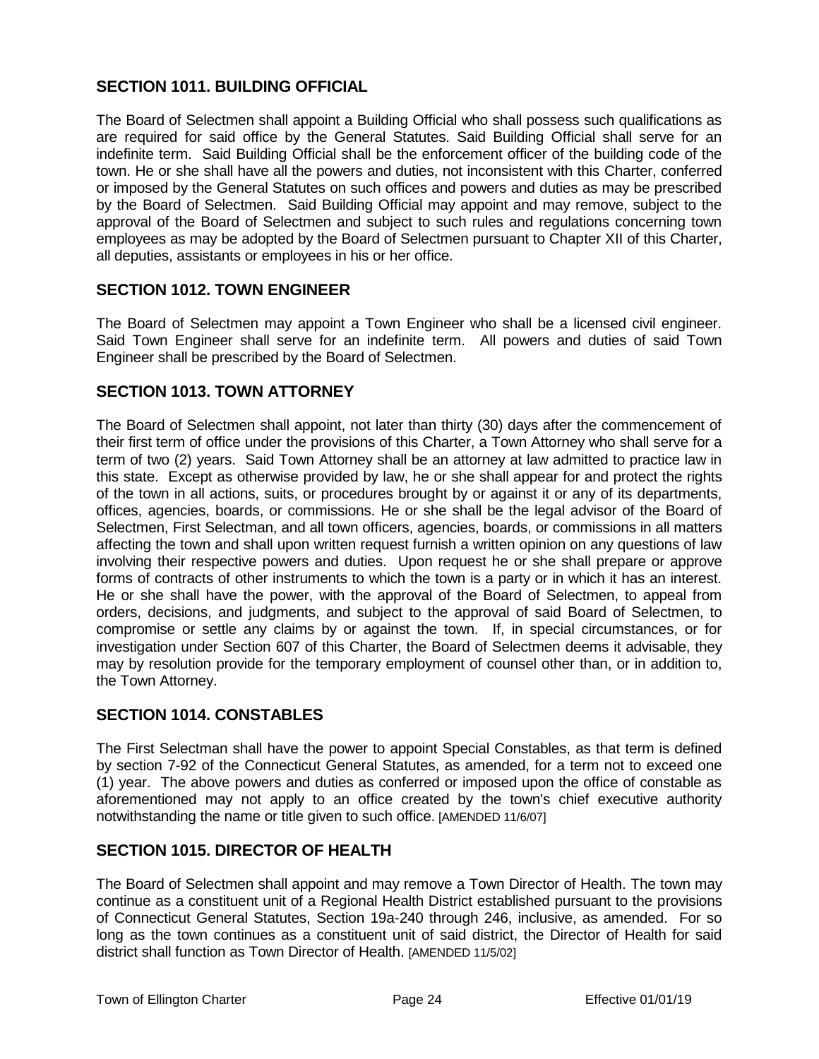## SECTION 1011. BUILDING OFFICIAL

The Board of Selectmen shall appoint a Building Official who shall possess such qualifications as are required for said office by the General Statutes. Said Building Official shall serve for an indefinite term. Said Building Official shall be the enforcement officer of the building code of the town. He or she shall have all the powers and duties, not inconsistent with this Charter, conferred or imposed by the General Statutes on such offices and powers and duties as may be prescribed by the Board of Selectmen. Said Building Official may appoint and may remove, subject to the approval of the Board of Selectmen and subject to such rules and regulations concerning town employees as may be adopted by the Board of Selectmen pursuant to Chapter XII of this Charter, all deputies, assistants or employees in his or her office.

## SECTION 1012. TOWN ENGINEER

The Board of Selectmen may appoint a Town Engineer who shall be a licensed civil engineer. Said Town Engineer shall serve for an indefinite term. All powers and duties of said Town Engineer shall be prescribed by the Board of Selectmen.

## SECTION 1013. TOWN ATTORNEY

The Board of Selectmen shall appoint, not later than thirty (30) days after the commencement of their first term of office under the provisions of this Charter, a Town Attorney who shall serve for a term of two (2) years. Said Town Attorney shall be an attorney at law admitted to practice law in this state. Except as otherwise provided by law, he or she shall appear for and protect the rights of the town in all actions, suits, or procedures brought by or against it or any of its departments, offices, agencies, boards, or commissions. He or she shall be the legal advisor of the Board of Selectmen, First Selectman, and all town officers, agencies, boards, or commissions in all matters affecting the town and shall upon written request furnish a written opinion on any questions of law involving their respective powers and duties. Upon request he or she shall prepare or approve forms of contracts of other instruments to which the town is a party or in which it has an interest. He or she shall have the power, with the approval of the Board of Selectmen, to appeal from orders, decisions, and judgments, and subject to the approval of said Board of Selectmen, to compromise or settle any claims by or against the town. If, in special circumstances, or for investigation under Section 607 of this Charter, the Board of Selectmen deems it advisable, they may by resolution provide for the temporary employment of counsel other than, or in addition to, the Town Attorney.

## SECTION 1014. CONSTABLES

The First Selectman shall have the power to appoint Special Constables, as that term is defined by section 7-92 of the Connecticut General Statutes, as amended, for a term not to exceed one (1) year. The above powers and duties as conferred or imposed upon the office of constable as aforementioned may not apply to an office created by the town's chief executive authority notwithstanding the name or title given to such office. [AMENDED 11/6/07]

## SECTION 1015. DIRECTOR OF HEALTH

The Board of Selectmen shall appoint and may remove a Town Director of Health. The town may continue as a constituent unit of a Regional Health District established pursuant to the provisions of Connecticut General Statutes, Section 19a-240 through 246, inclusive, as amended. For so long as the town continues as a constituent unit of said district, the Director of Health for said district shall function as Town Director of Health. [AMENDED 11/5/02]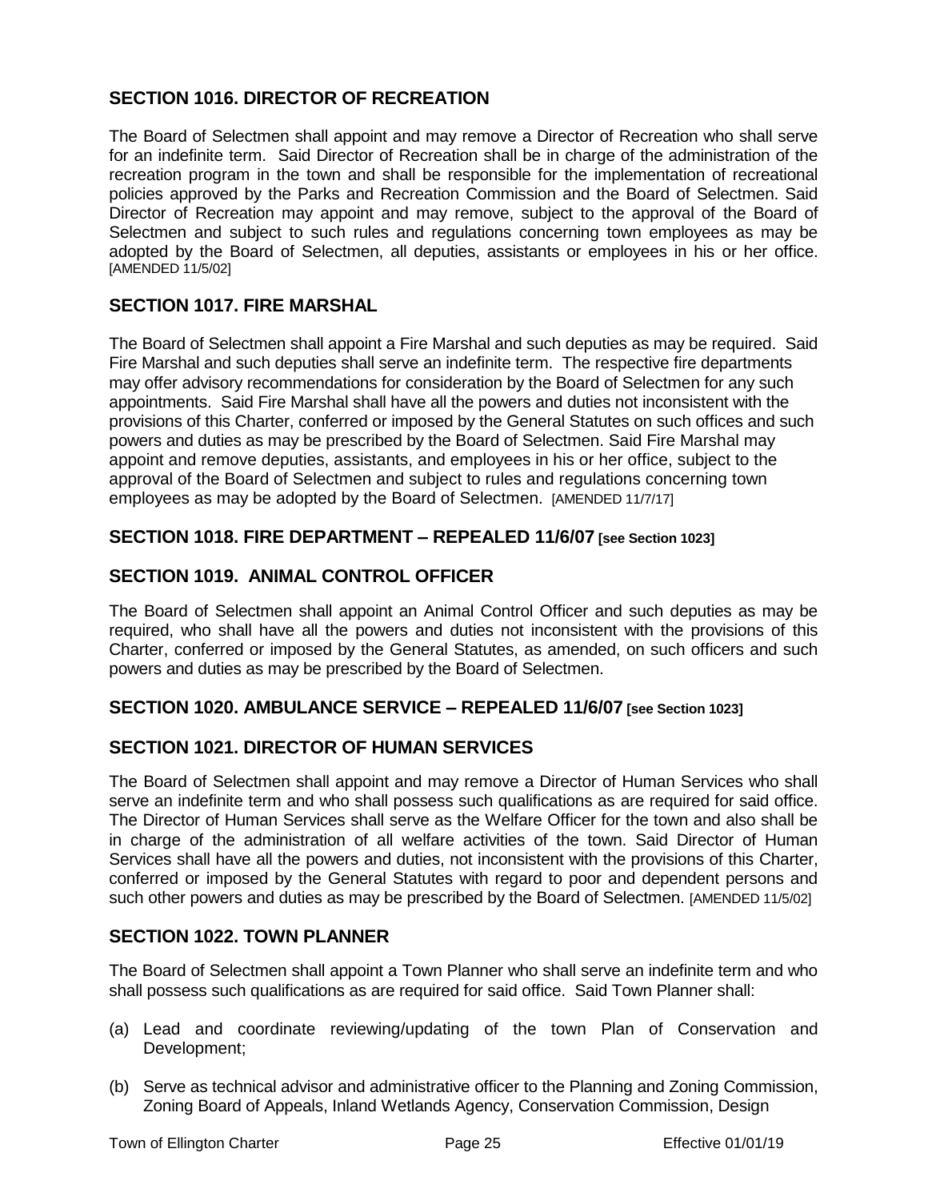## SECTION 1016. DIRECTOR OF RECREATION

The Board of Selectmen shall appoint and may remove a Director of Recreation who shall serve for an indefinite term. Said Director of Recreation shall be in charge of the administration of the recreation program in the town and shall be responsible for the implementation of recreational policies approved by the Parks and Recreation Commission and the Board of Selectmen. Said Director of Recreation may appoint and may remove, subject to the approval of the Board of Selectmen and subject to such rules and regulations concerning town employees as may be adopted by the Board of Selectmen, all deputies, assistants or employees in his or her office. [AMENDED 11/5/02]

## SECTION 1017. FIRE MARSHAL

The Board of Selectmen shall appoint a Fire Marshal and such deputies as may be required. Said Fire Marshal and such deputies shall serve an indefinite term. The respective fire departments may offer advisory recommendations for consideration by the Board of Selectmen for any such appointments. Said Fire Marshal shall have all the powers and duties not inconsistent with the provisions of this Charter, conferred or imposed by the General Statutes on such offices and such powers and duties as may be prescribed by the Board of Selectmen. Said Fire Marshal may appoint and remove deputies, assistants, and employees in his or her office, subject to the approval of the Board of Selectmen and subject to rules and regulations concerning town employees as may be adopted by the Board of Selectmen. [AMENDED 11/7/17]

## SECTION 1018. FIRE DEPARTMENT – REPEALED 11/6/07 [see Section 1023]

## SECTION 1019. ANIMAL CONTROL OFFICER

The Board of Selectmen shall appoint an Animal Control Officer and such deputies as may be required, who shall have all the powers and duties not inconsistent with the provisions of this Charter, conferred or imposed by the General Statutes, as amended, on such officers and such powers and duties as may be prescribed by the Board of Selectmen.

## SECTION 1020. AMBULANCE SERVICE – REPEALED 11/6/07 [see Section 1023]

## SECTION 1021. DIRECTOR OF HUMAN SERVICES

The Board of Selectmen shall appoint and may remove a Director of Human Services who shall serve an indefinite term and who shall possess such qualifications as are required for said office. The Director of Human Services shall serve as the Welfare Officer for the town and also shall be in charge of the administration of all welfare activities of the town. Said Director of Human Services shall have all the powers and duties, not inconsistent with the provisions of this Charter, conferred or imposed by the General Statutes with regard to poor and dependent persons and such other powers and duties as may be prescribed by the Board of Selectmen. [AMENDED 11/5/02]

## SECTION 1022. TOWN PLANNER

The Board of Selectmen shall appoint a Town Planner who shall serve an indefinite term and who shall possess such qualifications as are required for said office. Said Town Planner shall:

(a) Lead and coordinate reviewing/updating of the town Plan of Conservation and Development;

(b) Serve as technical advisor and administrative officer to the Planning and Zoning Commission, Zoning Board of Appeals, Inland Wetlands Agency, Conservation Commission, Design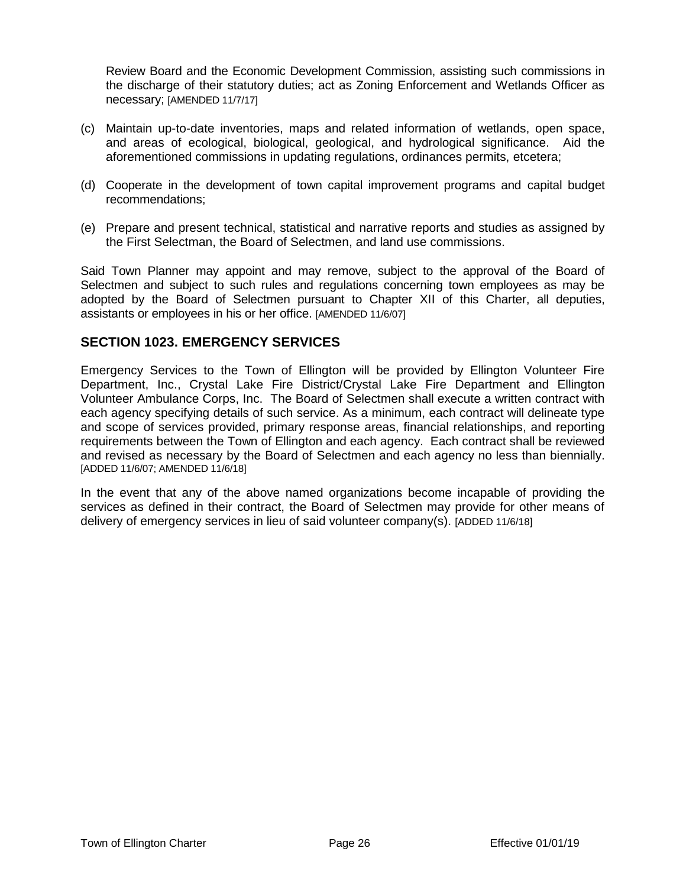Review Board and the Economic Development Commission, assisting such commissions in the discharge of their statutory duties; act as Zoning Enforcement and Wetlands Officer as necessary; [AMENDED 11/7/17]

(c) Maintain up-to-date inventories, maps and related information of wetlands, open space, and areas of ecological, biological, geological, and hydrological significance. Aid the aforementioned commissions in updating regulations, ordinances permits, etcetera;

(d) Cooperate in the development of town capital improvement programs and capital budget recommendations;

(e) Prepare and present technical, statistical and narrative reports and studies as assigned by the First Selectman, the Board of Selectmen, and land use commissions.

Said Town Planner may appoint and may remove, subject to the approval of the Board of Selectmen and subject to such rules and regulations concerning town employees as may be adopted by the Board of Selectmen pursuant to Chapter XII of this Charter, all deputies, assistants or employees in his or her office. [AMENDED 11/6/07]

## SECTION 1023. EMERGENCY SERVICES

Emergency Services to the Town of Ellington will be provided by Ellington Volunteer Fire Department, Inc., Crystal Lake Fire District/Crystal Lake Fire Department and Ellington Volunteer Ambulance Corps, Inc. The Board of Selectmen shall execute a written contract with each agency specifying details of such service. As a minimum, each contract will delineate type and scope of services provided, primary response areas, financial relationships, and reporting requirements between the Town of Ellington and each agency. Each contract shall be reviewed and revised as necessary by the Board of Selectmen and each agency no less than biennially. [ADDED 11/6/07; AMENDED 11/6/18]

In the event that any of the above named organizations become incapable of providing the services as defined in their contract, the Board of Selectmen may provide for other means of delivery of emergency services in lieu of said volunteer company(s). [ADDED 11/6/18]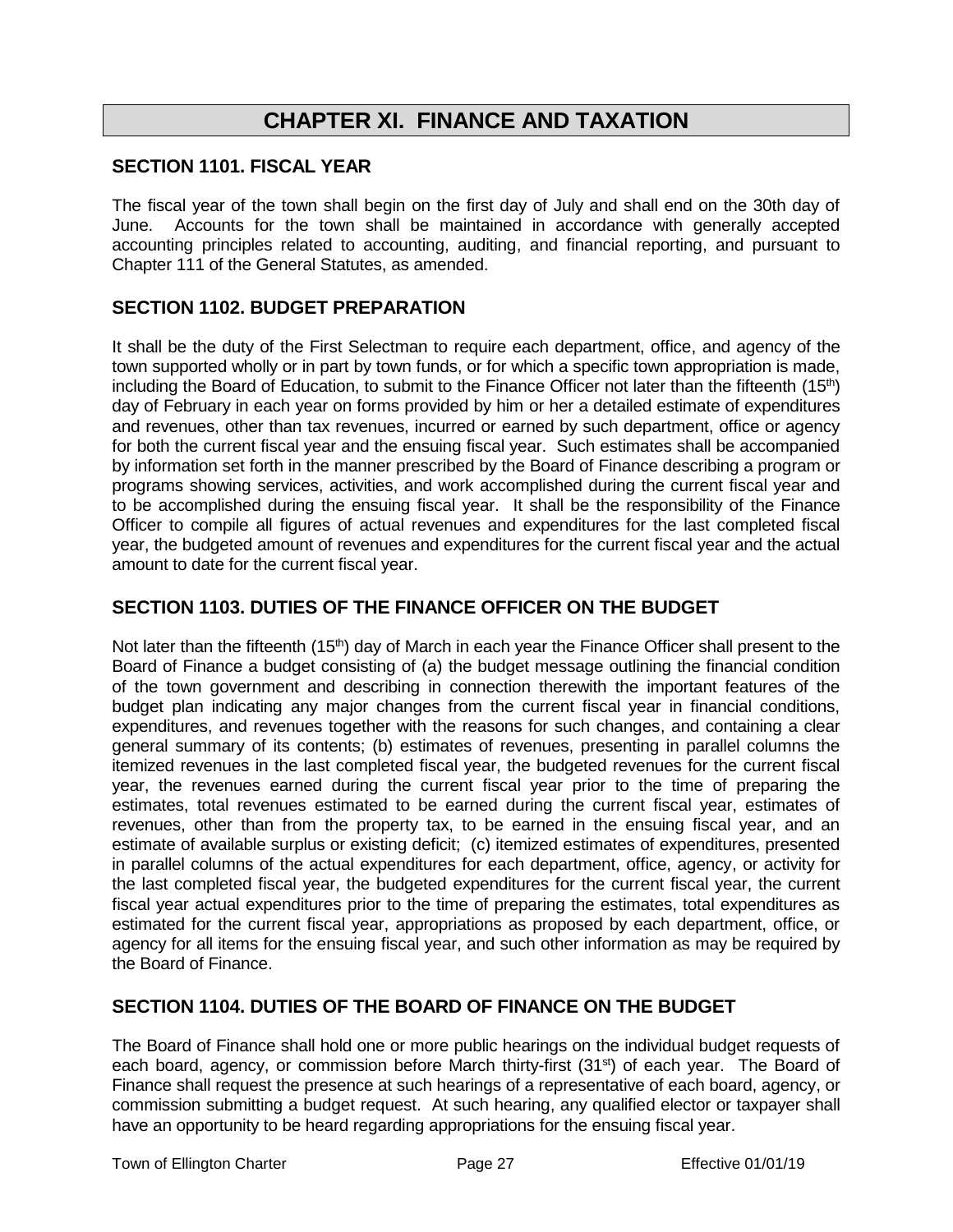# CHAPTER XI. FINANCE AND TAXATION

## SECTION 1101. FISCAL YEAR

The fiscal year of the town shall begin on the first day of July and shall end on the 30th day of June. Accounts for the town shall be maintained in accordance with generally accepted accounting principles related to accounting, auditing, and financial reporting, and pursuant to Chapter 111 of the General Statutes, as amended.

## SECTION 1102. BUDGET PREPARATION

It shall be the duty of the First Selectman to require each department, office, and agency of the town supported wholly or in part by town funds, or for which a specific town appropriation is made, including the Board of Education, to submit to the Finance Officer not later than the fifteenth (15th) day of February in each year on forms provided by him or her a detailed estimate of expenditures and revenues, other than tax revenues, incurred or earned by such department, office or agency for both the current fiscal year and the ensuing fiscal year. Such estimates shall be accompanied by information set forth in the manner prescribed by the Board of Finance describing a program or programs showing services, activities, and work accomplished during the current fiscal year and to be accomplished during the ensuing fiscal year. It shall be the responsibility of the Finance Officer to compile all figures of actual revenues and expenditures for the last completed fiscal year, the budgeted amount of revenues and expenditures for the current fiscal year and the actual amount to date for the current fiscal year.

## SECTION 1103. DUTIES OF THE FINANCE OFFICER ON THE BUDGET

Not later than the fifteenth (15th) day of March in each year the Finance Officer shall present to the Board of Finance a budget consisting of (a) the budget message outlining the financial condition of the town government and describing in connection therewith the important features of the budget plan indicating any major changes from the current fiscal year in financial conditions, expenditures, and revenues together with the reasons for such changes, and containing a clear general summary of its contents; (b) estimates of revenues, presenting in parallel columns the itemized revenues in the last completed fiscal year, the budgeted revenues for the current fiscal year, the revenues earned during the current fiscal year prior to the time of preparing the estimates, total revenues estimated to be earned during the current fiscal year, estimates of revenues, other than from the property tax, to be earned in the ensuing fiscal year, and an estimate of available surplus or existing deficit; (c) itemized estimates of expenditures, presented in parallel columns of the actual expenditures for each department, office, agency, or activity for the last completed fiscal year, the budgeted expenditures for the current fiscal year, the current fiscal year actual expenditures prior to the time of preparing the estimates, total expenditures as estimated for the current fiscal year, appropriations as proposed by each department, office, or agency for all items for the ensuing fiscal year, and such other information as may be required by the Board of Finance.

## SECTION 1104. DUTIES OF THE BOARD OF FINANCE ON THE BUDGET

The Board of Finance shall hold one or more public hearings on the individual budget requests of each board, agency, or commission before March thirty-first (31st) of each year. The Board of Finance shall request the presence at such hearings of a representative of each board, agency, or commission submitting a budget request. At such hearing, any qualified elector or taxpayer shall have an opportunity to be heard regarding appropriations for the ensuing fiscal year.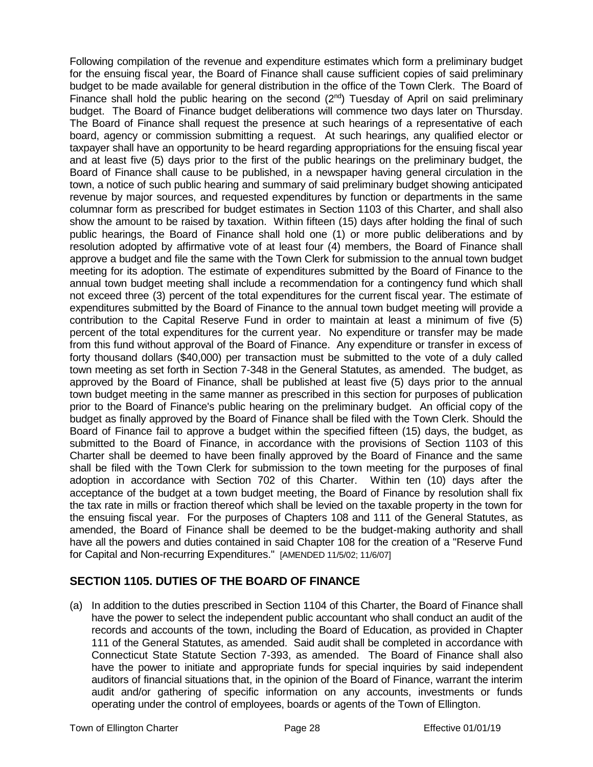Following compilation of the revenue and expenditure estimates which form a preliminary budget for the ensuing fiscal year, the Board of Finance shall cause sufficient copies of said preliminary budget to be made available for general distribution in the office of the Town Clerk. The Board of Finance shall hold the public hearing on the second (2nd) Tuesday of April on said preliminary budget. The Board of Finance budget deliberations will commence two days later on Thursday. The Board of Finance shall request the presence at such hearings of a representative of each board, agency or commission submitting a request. At such hearings, any qualified elector or taxpayer shall have an opportunity to be heard regarding appropriations for the ensuing fiscal year and at least five (5) days prior to the first of the public hearings on the preliminary budget, the Board of Finance shall cause to be published, in a newspaper having general circulation in the town, a notice of such public hearing and summary of said preliminary budget showing anticipated revenue by major sources, and requested expenditures by function or departments in the same columnar form as prescribed for budget estimates in Section 1103 of this Charter, and shall also show the amount to be raised by taxation. Within fifteen (15) days after holding the final of such public hearings, the Board of Finance shall hold one (1) or more public deliberations and by resolution adopted by affirmative vote of at least four (4) members, the Board of Finance shall approve a budget and file the same with the Town Clerk for submission to the annual town budget meeting for its adoption. The estimate of expenditures submitted by the Board of Finance to the annual town budget meeting shall include a recommendation for a contingency fund which shall not exceed three (3) percent of the total expenditures for the current fiscal year. The estimate of expenditures submitted by the Board of Finance to the annual town budget meeting will provide a contribution to the Capital Reserve Fund in order to maintain at least a minimum of five (5) percent of the total expenditures for the current year. No expenditure or transfer may be made from this fund without approval of the Board of Finance. Any expenditure or transfer in excess of forty thousand dollars ($40,000) per transaction must be submitted to the vote of a duly called town meeting as set forth in Section 7-348 in the General Statutes, as amended. The budget, as approved by the Board of Finance, shall be published at least five (5) days prior to the annual town budget meeting in the same manner as prescribed in this section for purposes of publication prior to the Board of Finance's public hearing on the preliminary budget. An official copy of the budget as finally approved by the Board of Finance shall be filed with the Town Clerk. Should the Board of Finance fail to approve a budget within the specified fifteen (15) days, the budget, as submitted to the Board of Finance, in accordance with the provisions of Section 1103 of this Charter shall be deemed to have been finally approved by the Board of Finance and the same shall be filed with the Town Clerk for submission to the town meeting for the purposes of final adoption in accordance with Section 702 of this Charter. Within ten (10) days after the acceptance of the budget at a town budget meeting, the Board of Finance by resolution shall fix the tax rate in mills or fraction thereof which shall be levied on the taxable property in the town for the ensuing fiscal year. For the purposes of Chapters 108 and 111 of the General Statutes, as amended, the Board of Finance shall be deemed to be the budget-making authority and shall have all the powers and duties contained in said Chapter 108 for the creation of a "Reserve Fund for Capital and Non-recurring Expenditures." [AMENDED 11/5/02; 11/6/07]

## SECTION 1105. DUTIES OF THE BOARD OF FINANCE

(a) In addition to the duties prescribed in Section 1104 of this Charter, the Board of Finance shall have the power to select the independent public accountant who shall conduct an audit of the records and accounts of the town, including the Board of Education, as provided in Chapter 111 of the General Statutes, as amended. Said audit shall be completed in accordance with Connecticut State Statute Section 7-393, as amended. The Board of Finance shall also have the power to initiate and appropriate funds for special inquiries by said independent auditors of financial situations that, in the opinion of the Board of Finance, warrant the interim audit and/or gathering of specific information on any accounts, investments or funds operating under the control of employees, boards or agents of the Town of Ellington.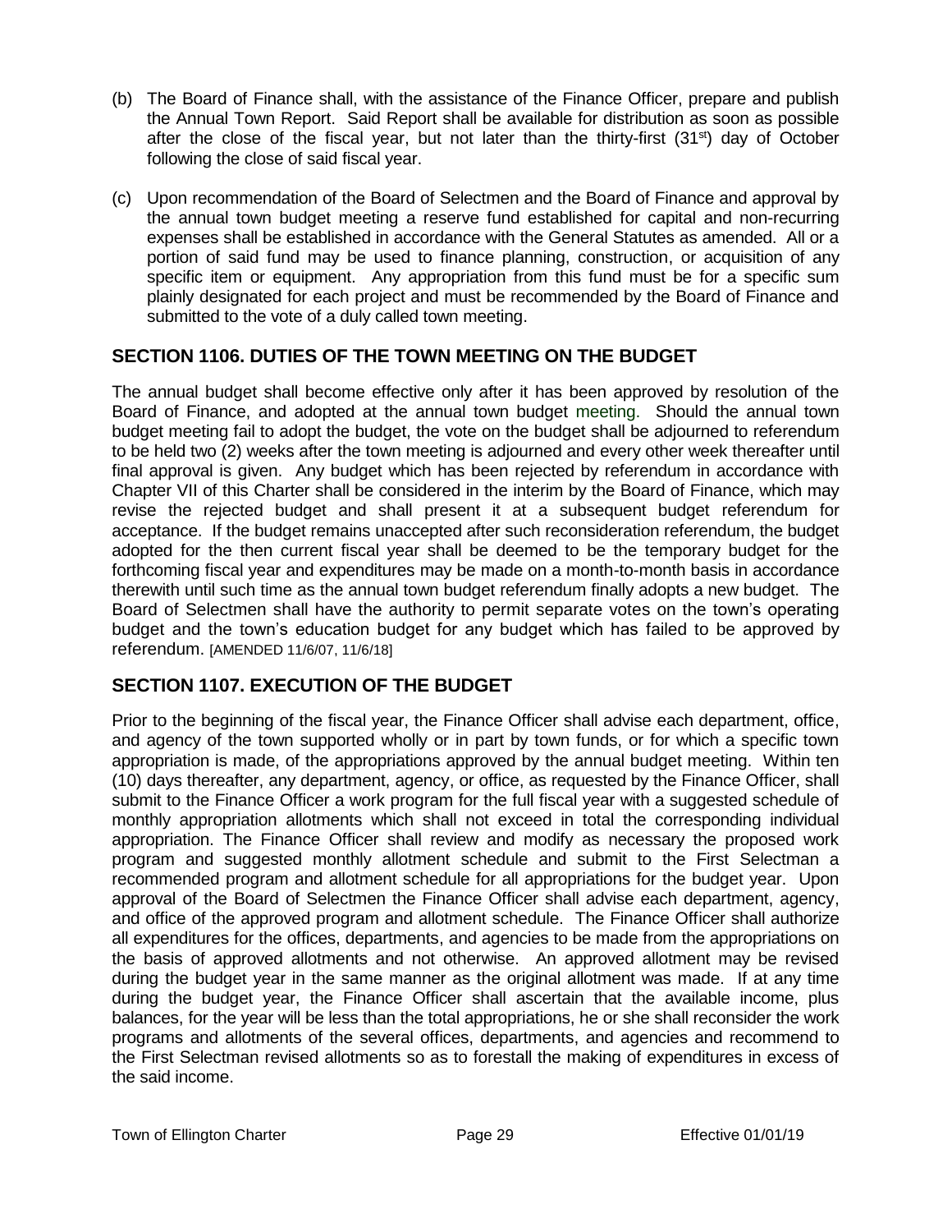(b) The Board of Finance shall, with the assistance of the Finance Officer, prepare and publish the Annual Town Report. Said Report shall be available for distribution as soon as possible after the close of the fiscal year, but not later than the thirty-first (31st) day of October following the close of said fiscal year.

(c) Upon recommendation of the Board of Selectmen and the Board of Finance and approval by the annual town budget meeting a reserve fund established for capital and non-recurring expenses shall be established in accordance with the General Statutes as amended. All or a portion of said fund may be used to finance planning, construction, or acquisition of any specific item or equipment. Any appropriation from this fund must be for a specific sum plainly designated for each project and must be recommended by the Board of Finance and submitted to the vote of a duly called town meeting.

## SECTION 1106. DUTIES OF THE TOWN MEETING ON THE BUDGET

The annual budget shall become effective only after it has been approved by resolution of the Board of Finance, and adopted at the annual town budget meeting. Should the annual town budget meeting fail to adopt the budget, the vote on the budget shall be adjourned to referendum to be held two (2) weeks after the town meeting is adjourned and every other week thereafter until final approval is given. Any budget which has been rejected by referendum in accordance with Chapter VII of this Charter shall be considered in the interim by the Board of Finance, which may revise the rejected budget and shall present it at a subsequent budget referendum for acceptance. If the budget remains unaccepted after such reconsideration referendum, the budget adopted for the then current fiscal year shall be deemed to be the temporary budget for the forthcoming fiscal year and expenditures may be made on a month-to-month basis in accordance therewith until such time as the annual town budget referendum finally adopts a new budget. The Board of Selectmen shall have the authority to permit separate votes on the town's operating budget and the town's education budget for any budget which has failed to be approved by referendum. [AMENDED 11/6/07, 11/6/18]

## SECTION 1107. EXECUTION OF THE BUDGET

Prior to the beginning of the fiscal year, the Finance Officer shall advise each department, office, and agency of the town supported wholly or in part by town funds, or for which a specific town appropriation is made, of the appropriations approved by the annual budget meeting. Within ten (10) days thereafter, any department, agency, or office, as requested by the Finance Officer, shall submit to the Finance Officer a work program for the full fiscal year with a suggested schedule of monthly appropriation allotments which shall not exceed in total the corresponding individual appropriation. The Finance Officer shall review and modify as necessary the proposed work program and suggested monthly allotment schedule and submit to the First Selectman a recommended program and allotment schedule for all appropriations for the budget year. Upon approval of the Board of Selectmen the Finance Officer shall advise each department, agency, and office of the approved program and allotment schedule. The Finance Officer shall authorize all expenditures for the offices, departments, and agencies to be made from the appropriations on the basis of approved allotments and not otherwise. An approved allotment may be revised during the budget year in the same manner as the original allotment was made. If at any time during the budget year, the Finance Officer shall ascertain that the available income, plus balances, for the year will be less than the total appropriations, he or she shall reconsider the work programs and allotments of the several offices, departments, and agencies and recommend to the First Selectman revised allotments so as to forestall the making of expenditures in excess of the said income.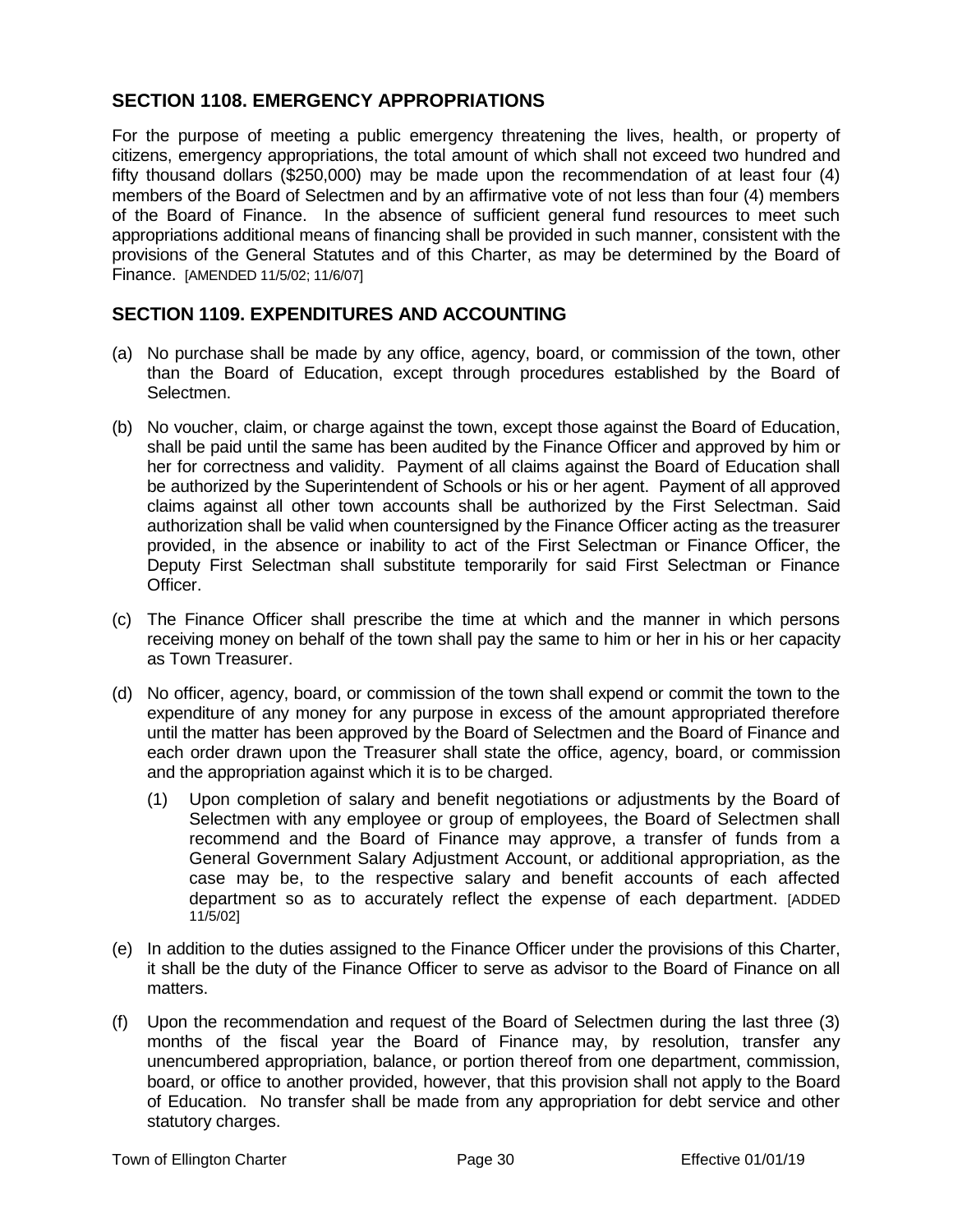## SECTION 1108. EMERGENCY APPROPRIATIONS

For the purpose of meeting a public emergency threatening the lives, health, or property of citizens, emergency appropriations, the total amount of which shall not exceed two hundred and fifty thousand dollars ($250,000) may be made upon the recommendation of at least four (4) members of the Board of Selectmen and by an affirmative vote of not less than four (4) members of the Board of Finance. In the absence of sufficient general fund resources to meet such appropriations additional means of financing shall be provided in such manner, consistent with the provisions of the General Statutes and of this Charter, as may be determined by the Board of Finance. [AMENDED 11/5/02; 11/6/07]

## SECTION 1109. EXPENDITURES AND ACCOUNTING

(a) No purchase shall be made by any office, agency, board, or commission of the town, other than the Board of Education, except through procedures established by the Board of Selectmen.

(b) No voucher, claim, or charge against the town, except those against the Board of Education, shall be paid until the same has been audited by the Finance Officer and approved by him or her for correctness and validity. Payment of all claims against the Board of Education shall be authorized by the Superintendent of Schools or his or her agent. Payment of all approved claims against all other town accounts shall be authorized by the First Selectman. Said authorization shall be valid when countersigned by the Finance Officer acting as the treasurer provided, in the absence or inability to act of the First Selectman or Finance Officer, the Deputy First Selectman shall substitute temporarily for said First Selectman or Finance Officer.

(c) The Finance Officer shall prescribe the time at which and the manner in which persons receiving money on behalf of the town shall pay the same to him or her in his or her capacity as Town Treasurer.

(d) No officer, agency, board, or commission of the town shall expend or commit the town to the expenditure of any money for any purpose in excess of the amount appropriated therefore until the matter has been approved by the Board of Selectmen and the Board of Finance and each order drawn upon the Treasurer shall state the office, agency, board, or commission and the appropriation against which it is to be charged.

    (1) Upon completion of salary and benefit negotiations or adjustments by the Board of Selectmen with any employee or group of employees, the Board of Selectmen shall recommend and the Board of Finance may approve, a transfer of funds from a General Government Salary Adjustment Account, or additional appropriation, as the case may be, to the respective salary and benefit accounts of each affected department so as to accurately reflect the expense of each department. [ADDED 11/5/02]

(e) In addition to the duties assigned to the Finance Officer under the provisions of this Charter, it shall be the duty of the Finance Officer to serve as advisor to the Board of Finance on all matters.

(f) Upon the recommendation and request of the Board of Selectmen during the last three (3) months of the fiscal year the Board of Finance may, by resolution, transfer any unencumbered appropriation, balance, or portion thereof from one department, commission, board, or office to another provided, however, that this provision shall not apply to the Board of Education. No transfer shall be made from any appropriation for debt service and other statutory charges.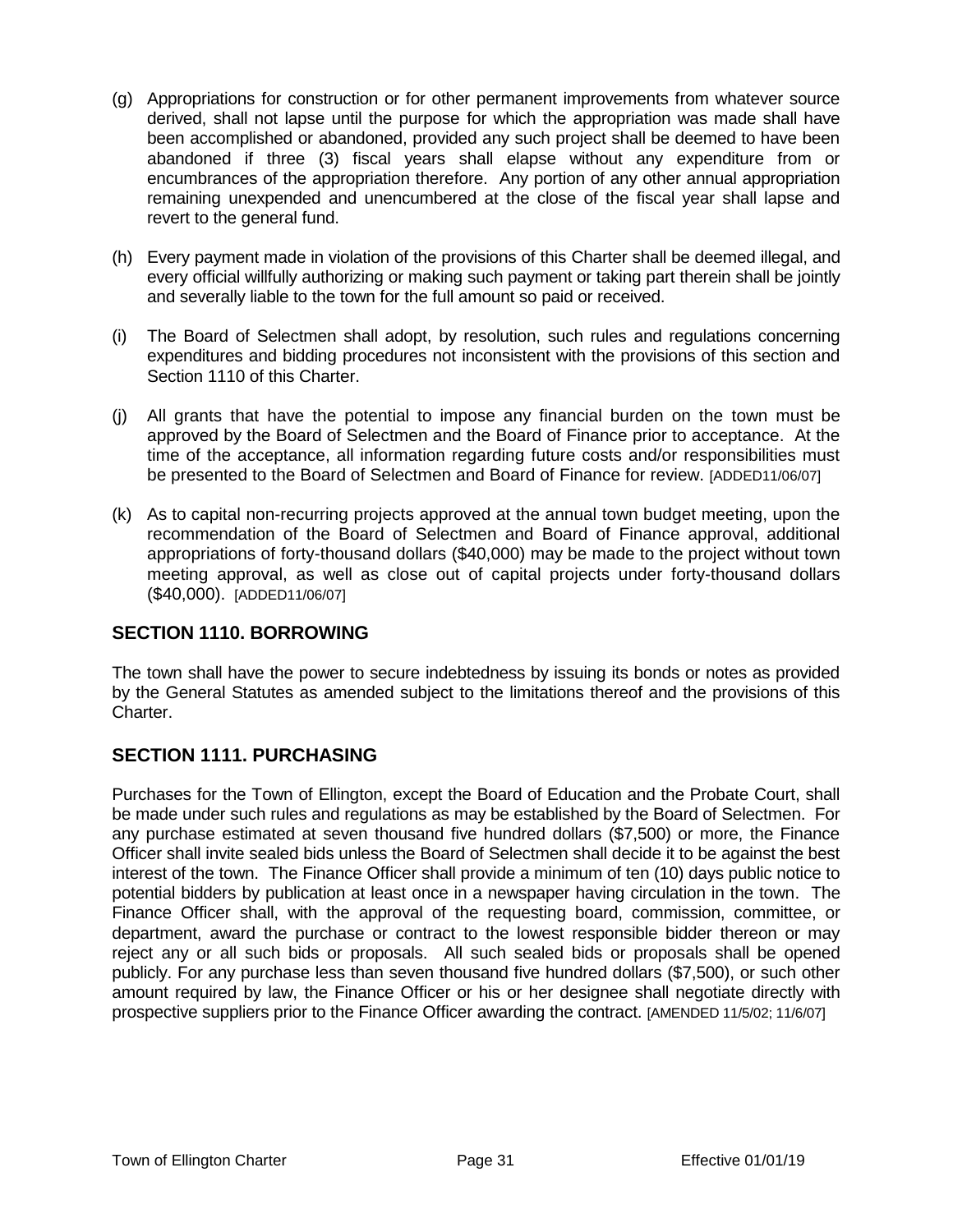(g) Appropriations for construction or for other permanent improvements from whatever source derived, shall not lapse until the purpose for which the appropriation was made shall have been accomplished or abandoned, provided any such project shall be deemed to have been abandoned if three (3) fiscal years shall elapse without any expenditure from or encumbrances of the appropriation therefore. Any portion of any other annual appropriation remaining unexpended and unencumbered at the close of the fiscal year shall lapse and revert to the general fund.

(h) Every payment made in violation of the provisions of this Charter shall be deemed illegal, and every official willfully authorizing or making such payment or taking part therein shall be jointly and severally liable to the town for the full amount so paid or received.

(i) The Board of Selectmen shall adopt, by resolution, such rules and regulations concerning expenditures and bidding procedures not inconsistent with the provisions of this section and Section 1110 of this Charter.

(j) All grants that have the potential to impose any financial burden on the town must be approved by the Board of Selectmen and the Board of Finance prior to acceptance. At the time of the acceptance, all information regarding future costs and/or responsibilities must be presented to the Board of Selectmen and Board of Finance for review. [ADDED11/06/07]

(k) As to capital non-recurring projects approved at the annual town budget meeting, upon the recommendation of the Board of Selectmen and Board of Finance approval, additional appropriations of forty-thousand dollars ($40,000) may be made to the project without town meeting approval, as well as close out of capital projects under forty-thousand dollars ($40,000). [ADDED11/06/07]

## SECTION 1110. BORROWING

The town shall have the power to secure indebtedness by issuing its bonds or notes as provided by the General Statutes as amended subject to the limitations thereof and the provisions of this Charter.

## SECTION 1111. PURCHASING

Purchases for the Town of Ellington, except the Board of Education and the Probate Court, shall be made under such rules and regulations as may be established by the Board of Selectmen. For any purchase estimated at seven thousand five hundred dollars ($7,500) or more, the Finance Officer shall invite sealed bids unless the Board of Selectmen shall decide it to be against the best interest of the town. The Finance Officer shall provide a minimum of ten (10) days public notice to potential bidders by publication at least once in a newspaper having circulation in the town. The Finance Officer shall, with the approval of the requesting board, commission, committee, or department, award the purchase or contract to the lowest responsible bidder thereon or may reject any or all such bids or proposals. All such sealed bids or proposals shall be opened publicly. For any purchase less than seven thousand five hundred dollars ($7,500), or such other amount required by law, the Finance Officer or his or her designee shall negotiate directly with prospective suppliers prior to the Finance Officer awarding the contract. [AMENDED 11/5/02; 11/6/07]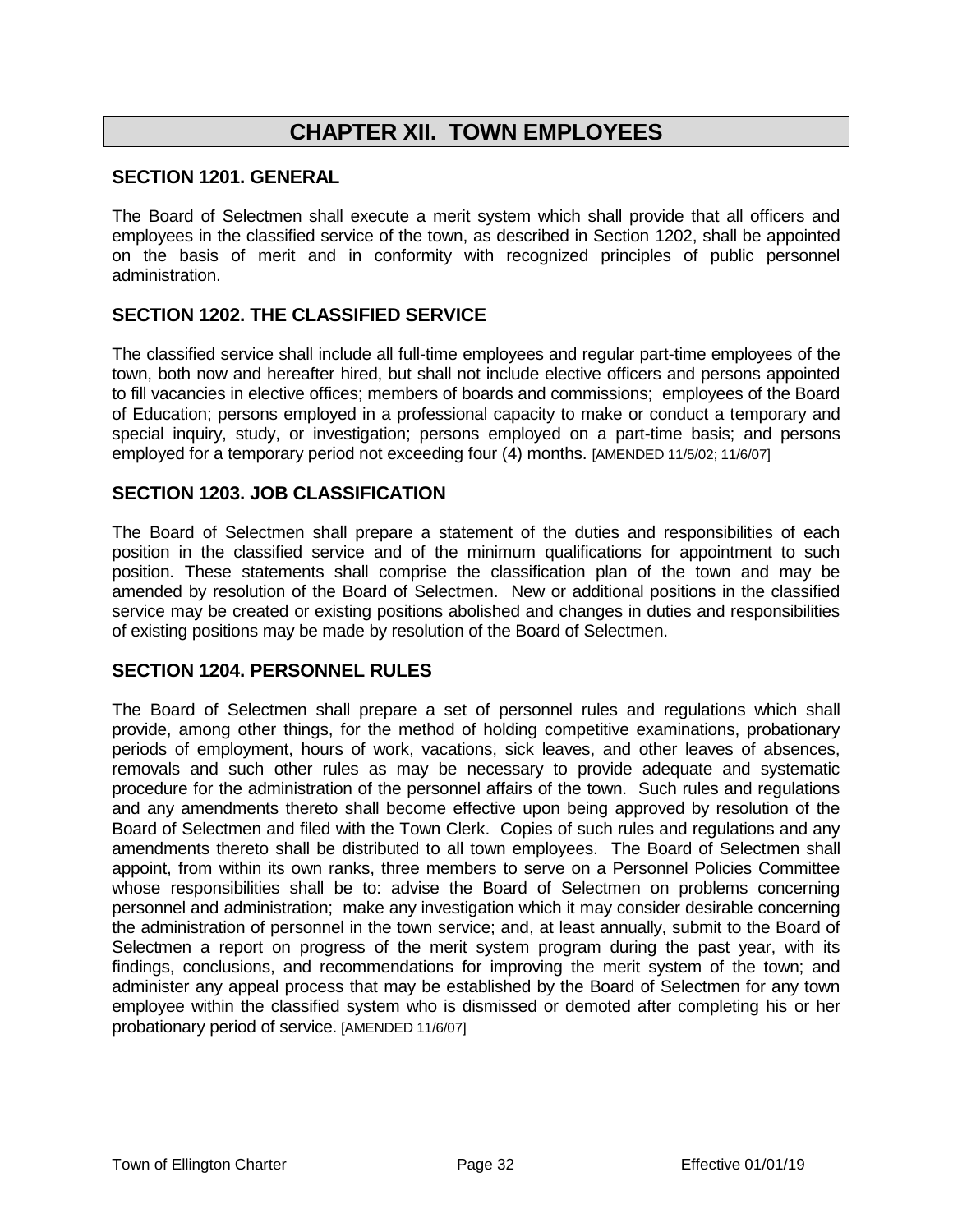# CHAPTER XII. TOWN EMPLOYEES

## SECTION 1201. GENERAL

The Board of Selectmen shall execute a merit system which shall provide that all officers and employees in the classified service of the town, as described in Section 1202, shall be appointed on the basis of merit and in conformity with recognized principles of public personnel administration.

## SECTION 1202. THE CLASSIFIED SERVICE

The classified service shall include all full-time employees and regular part-time employees of the town, both now and hereafter hired, but shall not include elective officers and persons appointed to fill vacancies in elective offices; members of boards and commissions; employees of the Board of Education; persons employed in a professional capacity to make or conduct a temporary and special inquiry, study, or investigation; persons employed on a part-time basis; and persons employed for a temporary period not exceeding four (4) months. [AMENDED 11/5/02; 11/6/07]

## SECTION 1203. JOB CLASSIFICATION

The Board of Selectmen shall prepare a statement of the duties and responsibilities of each position in the classified service and of the minimum qualifications for appointment to such position. These statements shall comprise the classification plan of the town and may be amended by resolution of the Board of Selectmen. New or additional positions in the classified service may be created or existing positions abolished and changes in duties and responsibilities of existing positions may be made by resolution of the Board of Selectmen.

## SECTION 1204. PERSONNEL RULES

The Board of Selectmen shall prepare a set of personnel rules and regulations which shall provide, among other things, for the method of holding competitive examinations, probationary periods of employment, hours of work, vacations, sick leaves, and other leaves of absences, removals and such other rules as may be necessary to provide adequate and systematic procedure for the administration of the personnel affairs of the town. Such rules and regulations and any amendments thereto shall become effective upon being approved by resolution of the Board of Selectmen and filed with the Town Clerk. Copies of such rules and regulations and any amendments thereto shall be distributed to all town employees. The Board of Selectmen shall appoint, from within its own ranks, three members to serve on a Personnel Policies Committee whose responsibilities shall be to: advise the Board of Selectmen on problems concerning personnel and administration; make any investigation which it may consider desirable concerning the administration of personnel in the town service; and, at least annually, submit to the Board of Selectmen a report on progress of the merit system program during the past year, with its findings, conclusions, and recommendations for improving the merit system of the town; and administer any appeal process that may be established by the Board of Selectmen for any town employee within the classified system who is dismissed or demoted after completing his or her probationary period of service. [AMENDED 11/6/07]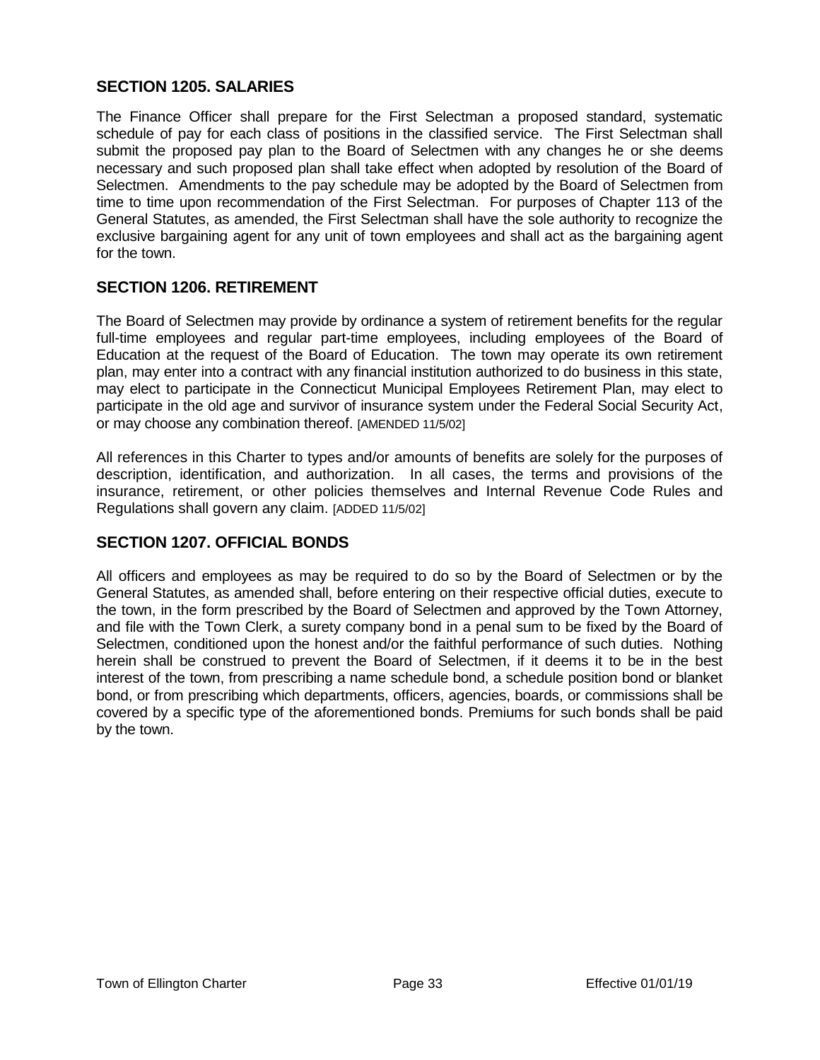## SECTION 1205. SALARIES

The Finance Officer shall prepare for the First Selectman a proposed standard, systematic schedule of pay for each class of positions in the classified service. The First Selectman shall submit the proposed pay plan to the Board of Selectmen with any changes he or she deems necessary and such proposed plan shall take effect when adopted by resolution of the Board of Selectmen. Amendments to the pay schedule may be adopted by the Board of Selectmen from time to time upon recommendation of the First Selectman. For purposes of Chapter 113 of the General Statutes, as amended, the First Selectman shall have the sole authority to recognize the exclusive bargaining agent for any unit of town employees and shall act as the bargaining agent for the town.

## SECTION 1206. RETIREMENT

The Board of Selectmen may provide by ordinance a system of retirement benefits for the regular full-time employees and regular part-time employees, including employees of the Board of Education at the request of the Board of Education. The town may operate its own retirement plan, may enter into a contract with any financial institution authorized to do business in this state, may elect to participate in the Connecticut Municipal Employees Retirement Plan, may elect to participate in the old age and survivor of insurance system under the Federal Social Security Act, or may choose any combination thereof. [AMENDED 11/5/02]

All references in this Charter to types and/or amounts of benefits are solely for the purposes of description, identification, and authorization. In all cases, the terms and provisions of the insurance, retirement, or other policies themselves and Internal Revenue Code Rules and Regulations shall govern any claim. [ADDED 11/5/02]

## SECTION 1207. OFFICIAL BONDS

All officers and employees as may be required to do so by the Board of Selectmen or by the General Statutes, as amended shall, before entering on their respective official duties, execute to the town, in the form prescribed by the Board of Selectmen and approved by the Town Attorney, and file with the Town Clerk, a surety company bond in a penal sum to be fixed by the Board of Selectmen, conditioned upon the honest and/or the faithful performance of such duties. Nothing herein shall be construed to prevent the Board of Selectmen, if it deems it to be in the best interest of the town, from prescribing a name schedule bond, a schedule position bond or blanket bond, or from prescribing which departments, officers, agencies, boards, or commissions shall be covered by a specific type of the aforementioned bonds. Premiums for such bonds shall be paid by the town.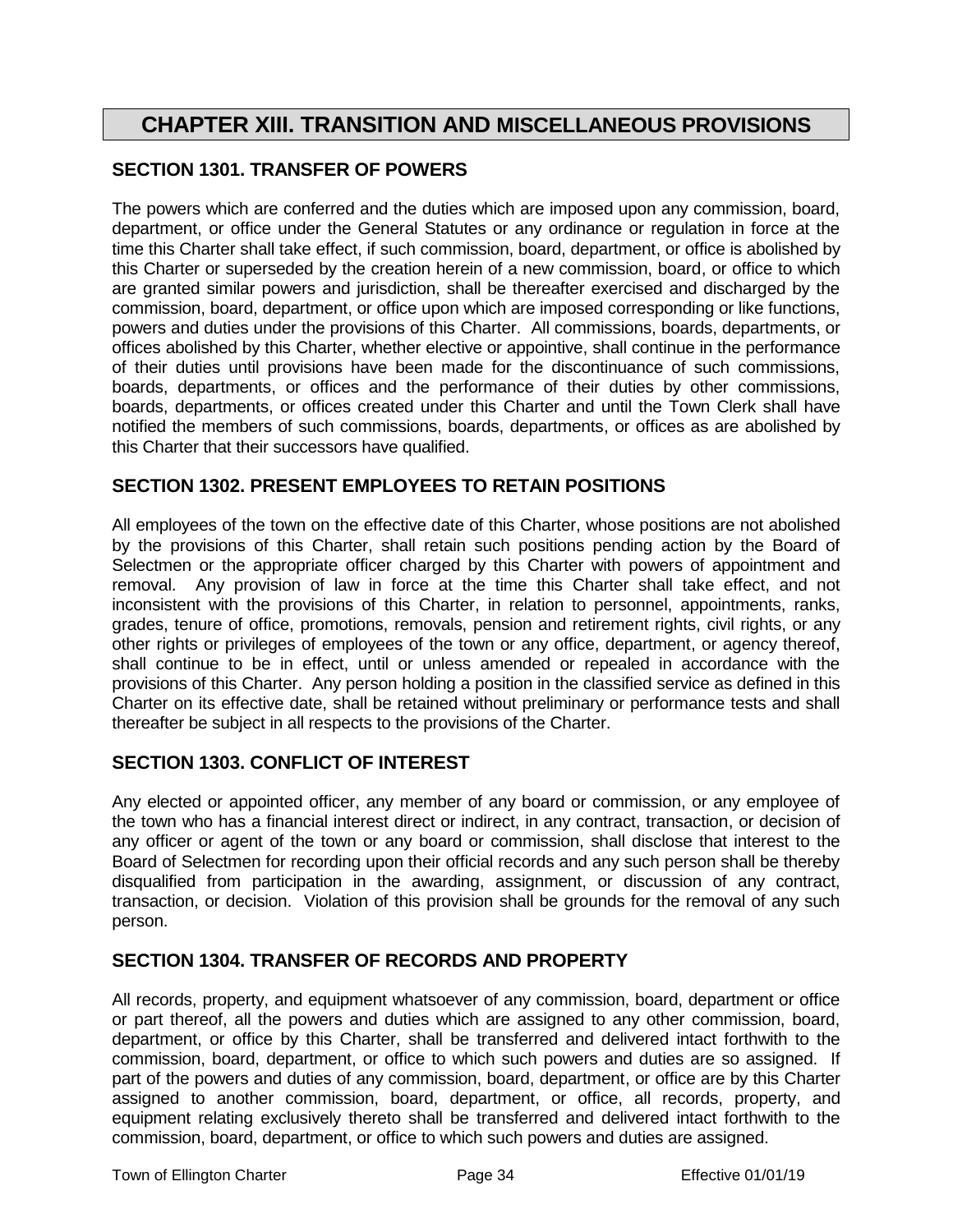# CHAPTER XIII. TRANSITION AND MISCELLANEOUS PROVISIONS

## SECTION 1301. TRANSFER OF POWERS

The powers which are conferred and the duties which are imposed upon any commission, board, department, or office under the General Statutes or any ordinance or regulation in force at the time this Charter shall take effect, if such commission, board, department, or office is abolished by this Charter or superseded by the creation herein of a new commission, board, or office to which are granted similar powers and jurisdiction, shall be thereafter exercised and discharged by the commission, board, department, or office upon which are imposed corresponding or like functions, powers and duties under the provisions of this Charter. All commissions, boards, departments, or offices abolished by this Charter, whether elective or appointive, shall continue in the performance of their duties until provisions have been made for the discontinuance of such commissions, boards, departments, or offices and the performance of their duties by other commissions, boards, departments, or offices created under this Charter and until the Town Clerk shall have notified the members of such commissions, boards, departments, or offices as are abolished by this Charter that their successors have qualified.

## SECTION 1302. PRESENT EMPLOYEES TO RETAIN POSITIONS

All employees of the town on the effective date of this Charter, whose positions are not abolished by the provisions of this Charter, shall retain such positions pending action by the Board of Selectmen or the appropriate officer charged by this Charter with powers of appointment and removal. Any provision of law in force at the time this Charter shall take effect, and not inconsistent with the provisions of this Charter, in relation to personnel, appointments, ranks, grades, tenure of office, promotions, removals, pension and retirement rights, civil rights, or any other rights or privileges of employees of the town or any office, department, or agency thereof, shall continue to be in effect, until or unless amended or repealed in accordance with the provisions of this Charter. Any person holding a position in the classified service as defined in this Charter on its effective date, shall be retained without preliminary or performance tests and shall thereafter be subject in all respects to the provisions of the Charter.

## SECTION 1303. CONFLICT OF INTEREST

Any elected or appointed officer, any member of any board or commission, or any employee of the town who has a financial interest direct or indirect, in any contract, transaction, or decision of any officer or agent of the town or any board or commission, shall disclose that interest to the Board of Selectmen for recording upon their official records and any such person shall be thereby disqualified from participation in the awarding, assignment, or discussion of any contract, transaction, or decision. Violation of this provision shall be grounds for the removal of any such person.

## SECTION 1304. TRANSFER OF RECORDS AND PROPERTY

All records, property, and equipment whatsoever of any commission, board, department or office or part thereof, all the powers and duties which are assigned to any other commission, board, department, or office by this Charter, shall be transferred and delivered intact forthwith to the commission, board, department, or office to which such powers and duties are so assigned. If part of the powers and duties of any commission, board, department, or office are by this Charter assigned to another commission, board, department, or office, all records, property, and equipment relating exclusively thereto shall be transferred and delivered intact forthwith to the commission, board, department, or office to which such powers and duties are assigned.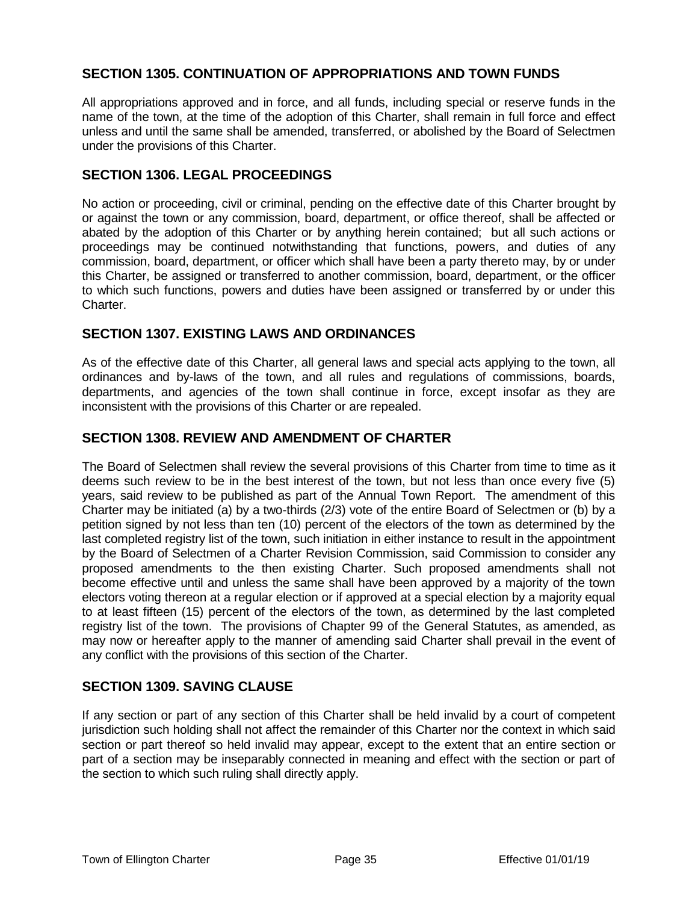## SECTION 1305. CONTINUATION OF APPROPRIATIONS AND TOWN FUNDS

All appropriations approved and in force, and all funds, including special or reserve funds in the name of the town, at the time of the adoption of this Charter, shall remain in full force and effect unless and until the same shall be amended, transferred, or abolished by the Board of Selectmen under the provisions of this Charter.

## SECTION 1306. LEGAL PROCEEDINGS

No action or proceeding, civil or criminal, pending on the effective date of this Charter brought by or against the town or any commission, board, department, or office thereof, shall be affected or abated by the adoption of this Charter or by anything herein contained; but all such actions or proceedings may be continued notwithstanding that functions, powers, and duties of any commission, board, department, or officer which shall have been a party thereto may, by or under this Charter, be assigned or transferred to another commission, board, department, or the officer to which such functions, powers and duties have been assigned or transferred by or under this Charter.

## SECTION 1307. EXISTING LAWS AND ORDINANCES

As of the effective date of this Charter, all general laws and special acts applying to the town, all ordinances and by-laws of the town, and all rules and regulations of commissions, boards, departments, and agencies of the town shall continue in force, except insofar as they are inconsistent with the provisions of this Charter or are repealed.

## SECTION 1308. REVIEW AND AMENDMENT OF CHARTER

The Board of Selectmen shall review the several provisions of this Charter from time to time as it deems such review to be in the best interest of the town, but not less than once every five (5) years, said review to be published as part of the Annual Town Report. The amendment of this Charter may be initiated (a) by a two-thirds (2/3) vote of the entire Board of Selectmen or (b) by a petition signed by not less than ten (10) percent of the electors of the town as determined by the last completed registry list of the town, such initiation in either instance to result in the appointment by the Board of Selectmen of a Charter Revision Commission, said Commission to consider any proposed amendments to the then existing Charter. Such proposed amendments shall not become effective until and unless the same shall have been approved by a majority of the town electors voting thereon at a regular election or if approved at a special election by a majority equal to at least fifteen (15) percent of the electors of the town, as determined by the last completed registry list of the town. The provisions of Chapter 99 of the General Statutes, as amended, as may now or hereafter apply to the manner of amending said Charter shall prevail in the event of any conflict with the provisions of this section of the Charter.

## SECTION 1309. SAVING CLAUSE

If any section or part of any section of this Charter shall be held invalid by a court of competent jurisdiction such holding shall not affect the remainder of this Charter nor the context in which said section or part thereof so held invalid may appear, except to the extent that an entire section or part of a section may be inseparably connected in meaning and effect with the section or part of the section to which such ruling shall directly apply.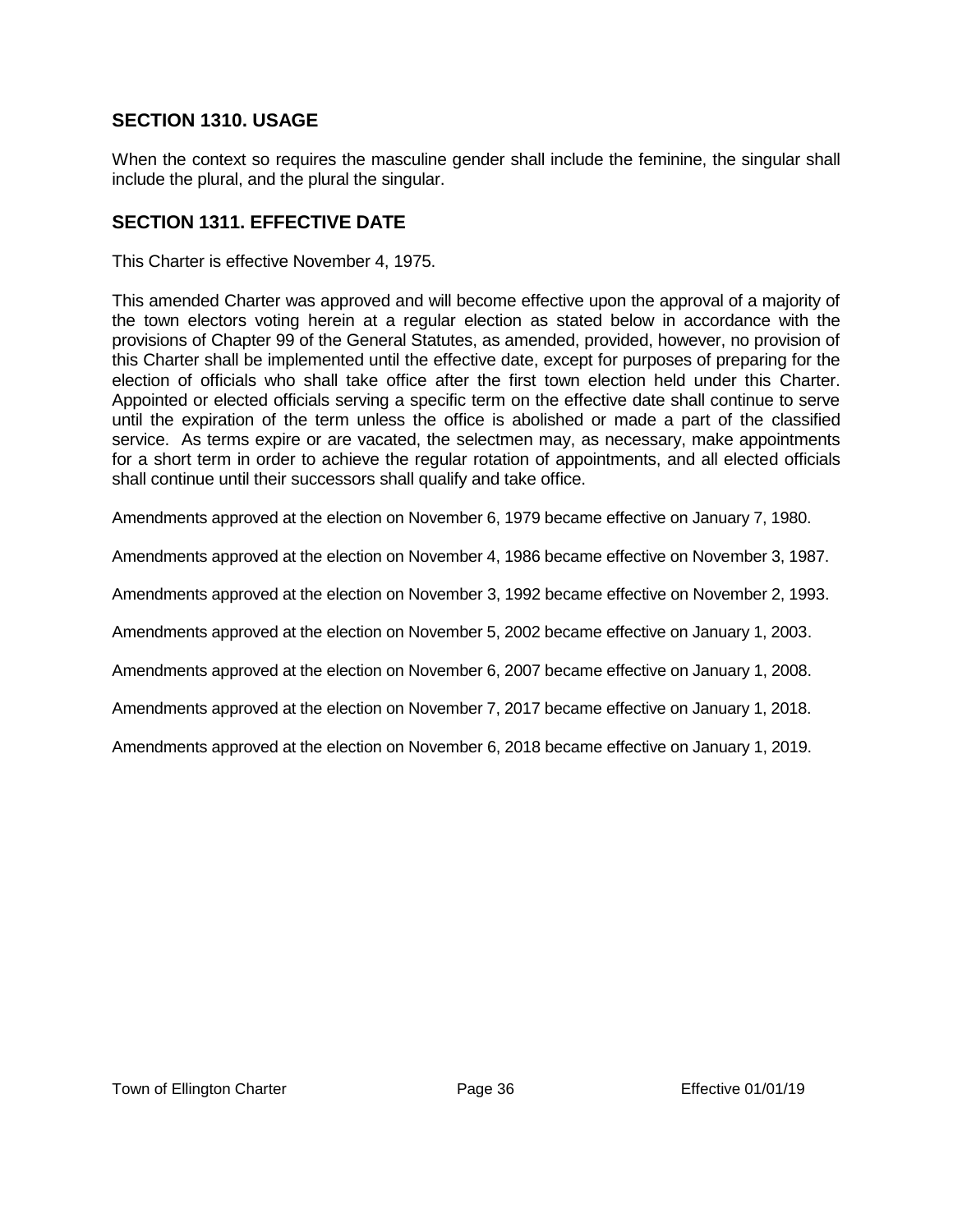## SECTION 1310. USAGE

When the context so requires the masculine gender shall include the feminine, the singular shall include the plural, and the plural the singular.

## SECTION 1311. EFFECTIVE DATE

This Charter is effective November 4, 1975.

This amended Charter was approved and will become effective upon the approval of a majority of the town electors voting herein at a regular election as stated below in accordance with the provisions of Chapter 99 of the General Statutes, as amended, provided, however, no provision of this Charter shall be implemented until the effective date, except for purposes of preparing for the election of officials who shall take office after the first town election held under this Charter. Appointed or elected officials serving a specific term on the effective date shall continue to serve until the expiration of the term unless the office is abolished or made a part of the classified service. As terms expire or are vacated, the selectmen may, as necessary, make appointments for a short term in order to achieve the regular rotation of appointments, and all elected officials shall continue until their successors shall qualify and take office.

Amendments approved at the election on November 6, 1979 became effective on January 7, 1980.

Amendments approved at the election on November 4, 1986 became effective on November 3, 1987.

Amendments approved at the election on November 3, 1992 became effective on November 2, 1993.

Amendments approved at the election on November 5, 2002 became effective on January 1, 2003.

Amendments approved at the election on November 6, 2007 became effective on January 1, 2008.

Amendments approved at the election on November 7, 2017 became effective on January 1, 2018.

Amendments approved at the election on November 6, 2018 became effective on January 1, 2019.